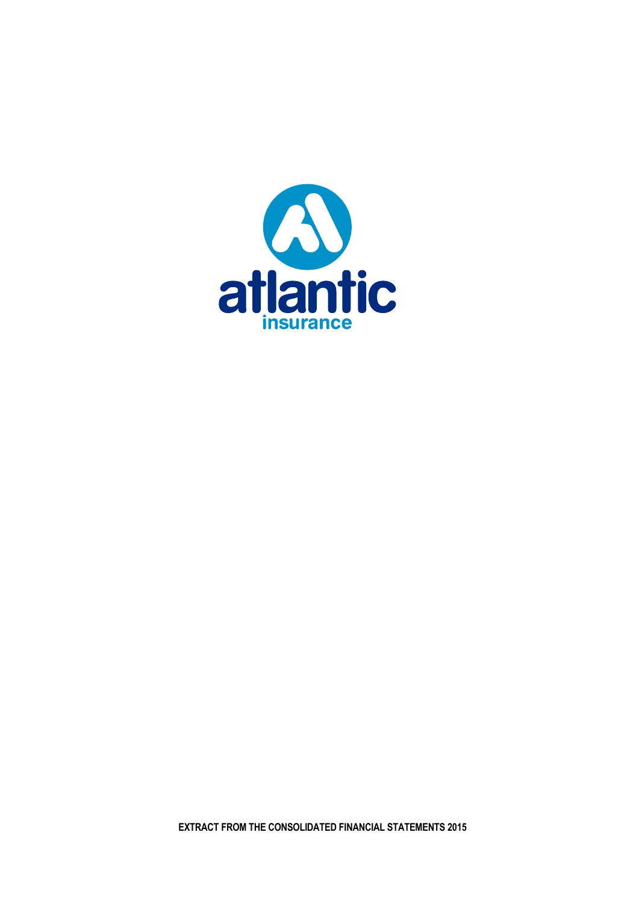atlantic

insurance

**EXTRACT FROM THE CONSOLIDATED FINANCIAL STATEMENTS 2015**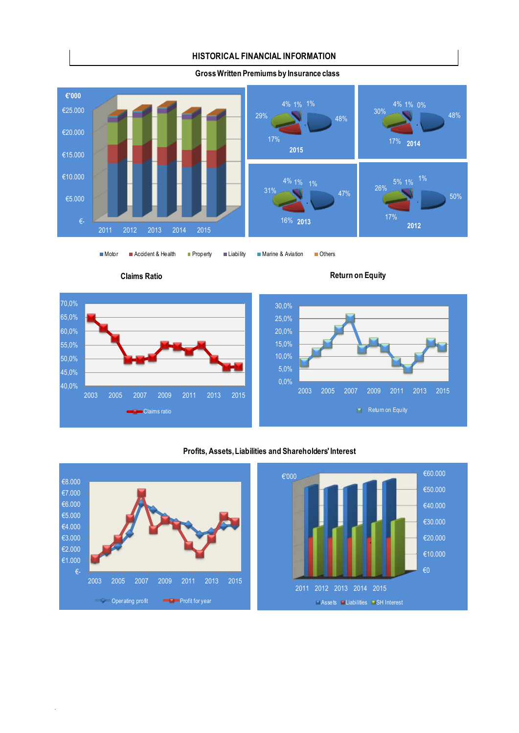# HISTORICAL FINANCIAL INFORMATION

## Gross Written Premiums by Insurance class

€'000

€25.000
€20.000
€15.000
€10.000
€5.000
€-

2011 2012 2013 2014 2015

| Year | Motor | Accident & Health | Property | Liability | Marine & Aviation | Others |
|---|---|---|---|---|---|---|
| 2015 | 48% | 17% | 29% | 4% | 1% | 1% |
| 2014 | 48% | 17% | 30% | 4% | 1% | 0% |
| 2013 | 47% | 16% | 31% | 4% | 1% | 1% |
| 2012 | 50% | 17% | 26% | 5% | 1% | 1% |

Motor · Accident & Health · Property · Liability · Marine & Aviation · Others

## Claims Ratio

70,0% 65,0% 60,0% 55,0% 50,0% 45,0% 40,0%

2003 2005 2007 2009 2011 2013 2015

Claims ratio

## Return on Equity

30,0% 25,0% 20,0% 15,0% 10,0% 5,0% 0,0%

2003 2005 2007 2009 2011 2013 2015

Return on Equity

## Profits, Assets, Liabilities and Shareholders' Interest

€8.000 €7.000 €6.000 €5.000 €4.000 €3.000 €2.000 €1.000 €-

2003 2005 2007 2009 2011 2013 2015

Operating profit · Profit for year

€'000

€60.000 €50.000 €40.000 €30.000 €20.000 €10.000 €0

2011 2012 2013 2014 2015

Assets · Liabilities · SH Interest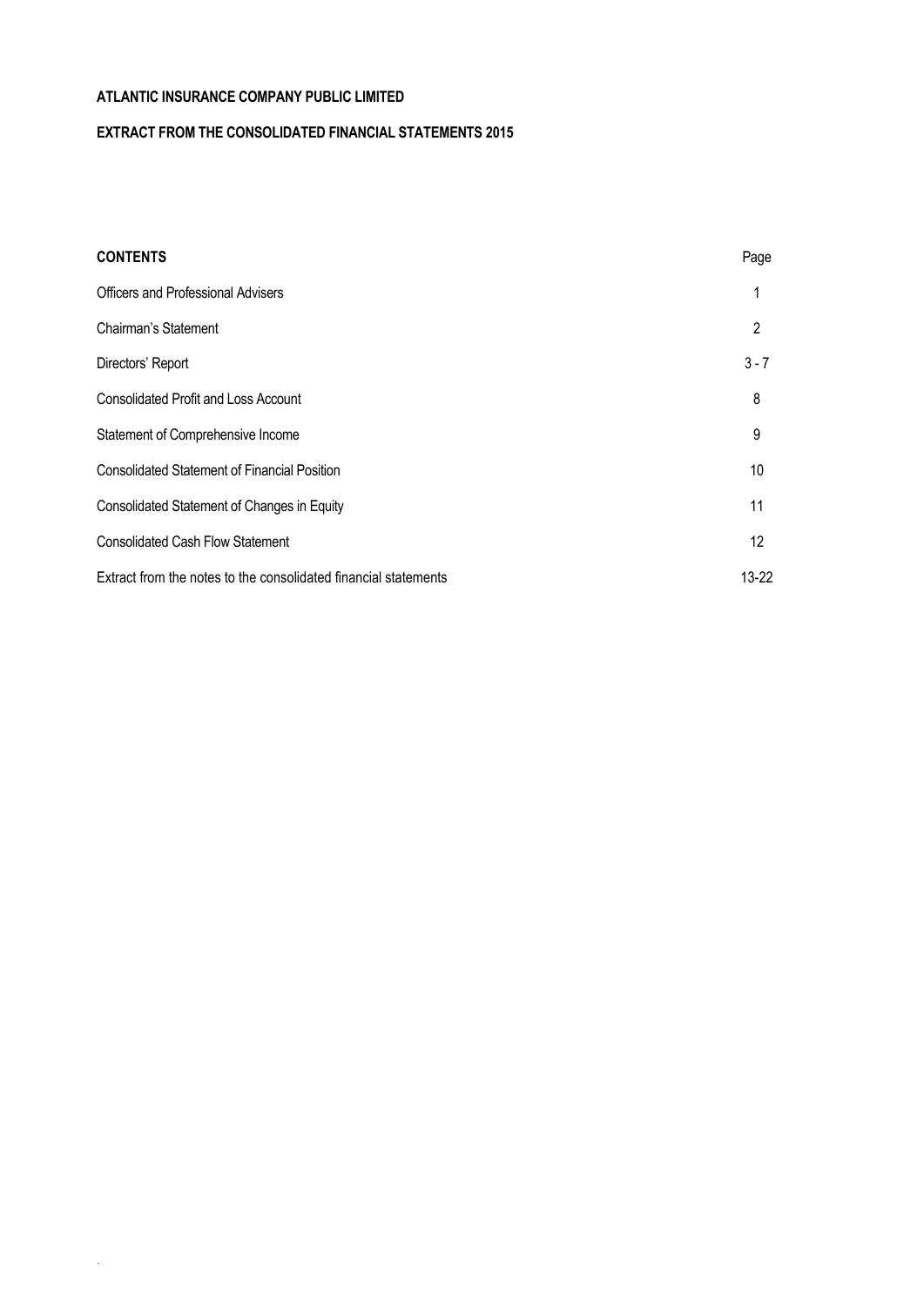**ATLANTIC INSURANCE COMPANY PUBLIC LIMITED**

**EXTRACT FROM THE CONSOLIDATED FINANCIAL STATEMENTS 2015**

| **CONTENTS** | Page |
|---|---|
| Officers and Professional Advisers | 1 |
| Chairman's Statement | 2 |
| Directors' Report | 3 - 7 |
| Consolidated Profit and Loss Account | 8 |
| Statement of Comprehensive Income | 9 |
| Consolidated Statement of Financial Position | 10 |
| Consolidated Statement of Changes in Equity | 11 |
| Consolidated Cash Flow Statement | 12 |
| Extract from the notes to the consolidated financial statements | 13-22 |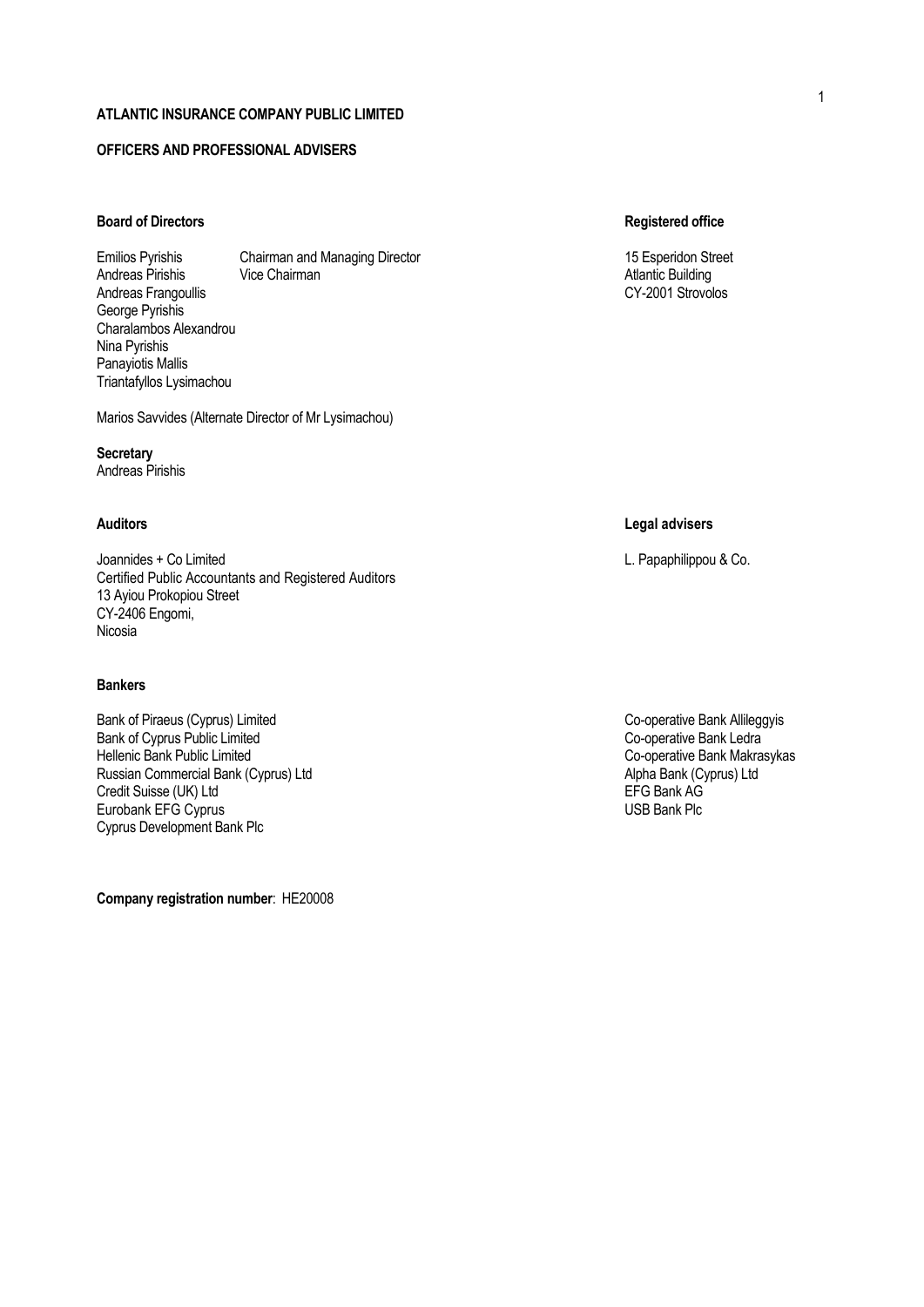**ATLANTIC INSURANCE COMPANY PUBLIC LIMITED**

**OFFICERS AND PROFESSIONAL ADVISERS**

**Board of Directors**

| | |
|---|---|
| Emilios Pyrishis | Chairman and Managing Director |
| Andreas Pirishis | Vice Chairman |
| Andreas Frangoullis | |
| George Pyrishis | |
| Charalambos Alexandrou | |
| Nina Pyrishis | |
| Panayiotis Mallis | |
| Triantafyllos Lysimachou | |

Marios Savvides (Alternate Director of Mr Lysimachou)

**Registered office**

15 Esperidon Street
Atlantic Building
CY-2001 Strovolos

**Secretary**
Andreas Pirishis

**Auditors**

Joannides + Co Limited
Certified Public Accountants and Registered Auditors
13 Ayiou Prokopiou Street
CY-2406 Engomi,
Nicosia

**Legal advisers**

L. Papaphilippou & Co.

**Bankers**

Bank of Piraeus (Cyprus) Limited
Bank of Cyprus Public Limited
Hellenic Bank Public Limited
Russian Commercial Bank (Cyprus) Ltd
Credit Suisse (UK) Ltd
Eurobank EFG Cyprus
Cyprus Development Bank Plc
Co-operative Bank Allileggyis
Co-operative Bank Ledra
Co-operative Bank Makrasykas
Alpha Bank (Cyprus) Ltd
EFG Bank AG
USB Bank Plc

**Company registration number**: HE20008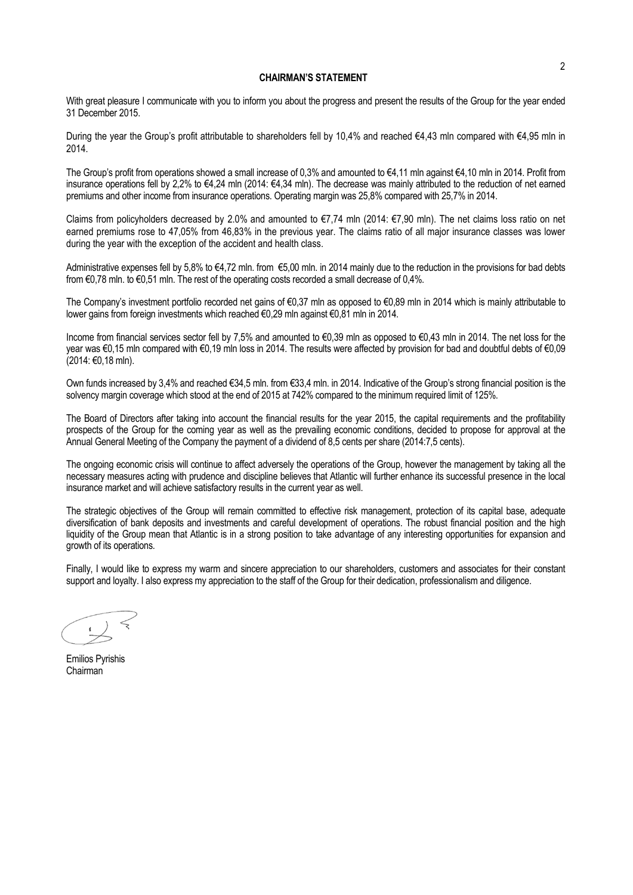# CHAIRMAN'S STATEMENT

With great pleasure I communicate with you to inform you about the progress and present the results of the Group for the year ended 31 December 2015.

During the year the Group's profit attributable to shareholders fell by 10,4% and reached €4,43 mln compared with €4,95 mln in 2014.

The Group's profit from operations showed a small increase of 0,3% and amounted to €4,11 mln against €4,10 mln in 2014. Profit from insurance operations fell by 2,2% to €4,24 mln (2014: €4,34 mln). The decrease was mainly attributed to the reduction of net earned premiums and other income from insurance operations. Operating margin was 25,8% compared with 25,7% in 2014.

Claims from policyholders decreased by 2.0% and amounted to €7,74 mln (2014: €7,90 mln). The net claims loss ratio on net earned premiums rose to 47,05% from 46,83% in the previous year. The claims ratio of all major insurance classes was lower during the year with the exception of the accident and health class.

Administrative expenses fell by 5,8% to €4,72 mln. from €5,00 mln. in 2014 mainly due to the reduction in the provisions for bad debts from €0,78 mln. to €0,51 mln. The rest of the operating costs recorded a small decrease of 0,4%.

The Company's investment portfolio recorded net gains of €0,37 mln as opposed to €0,89 mln in 2014 which is mainly attributable to lower gains from foreign investments which reached €0,29 mln against €0,81 mln in 2014.

Income from financial services sector fell by 7,5% and amounted to €0,39 mln as opposed to €0,43 mln in 2014. The net loss for the year was €0,15 mln compared with €0,19 mln loss in 2014. The results were affected by provision for bad and doubtful debts of €0,09 (2014: €0,18 mln).

Own funds increased by 3,4% and reached €34,5 mln. from €33,4 mln. in 2014. Indicative of the Group's strong financial position is the solvency margin coverage which stood at the end of 2015 at 742% compared to the minimum required limit of 125%.

The Board of Directors after taking into account the financial results for the year 2015, the capital requirements and the profitability prospects of the Group for the coming year as well as the prevailing economic conditions, decided to propose for approval at the Annual General Meeting of the Company the payment of a dividend of 8,5 cents per share (2014:7,5 cents).

The ongoing economic crisis will continue to affect adversely the operations of the Group, however the management by taking all the necessary measures acting with prudence and discipline believes that Atlantic will further enhance its successful presence in the local insurance market and will achieve satisfactory results in the current year as well.

The strategic objectives of the Group will remain committed to effective risk management, protection of its capital base, adequate diversification of bank deposits and investments and careful development of operations. The robust financial position and the high liquidity of the Group mean that Atlantic is in a strong position to take advantage of any interesting opportunities for expansion and growth of its operations.

Finally, I would like to express my warm and sincere appreciation to our shareholders, customers and associates for their constant support and loyalty. I also express my appreciation to the staff of the Group for their dedication, professionalism and diligence.

Emilios Pyrishis
Chairman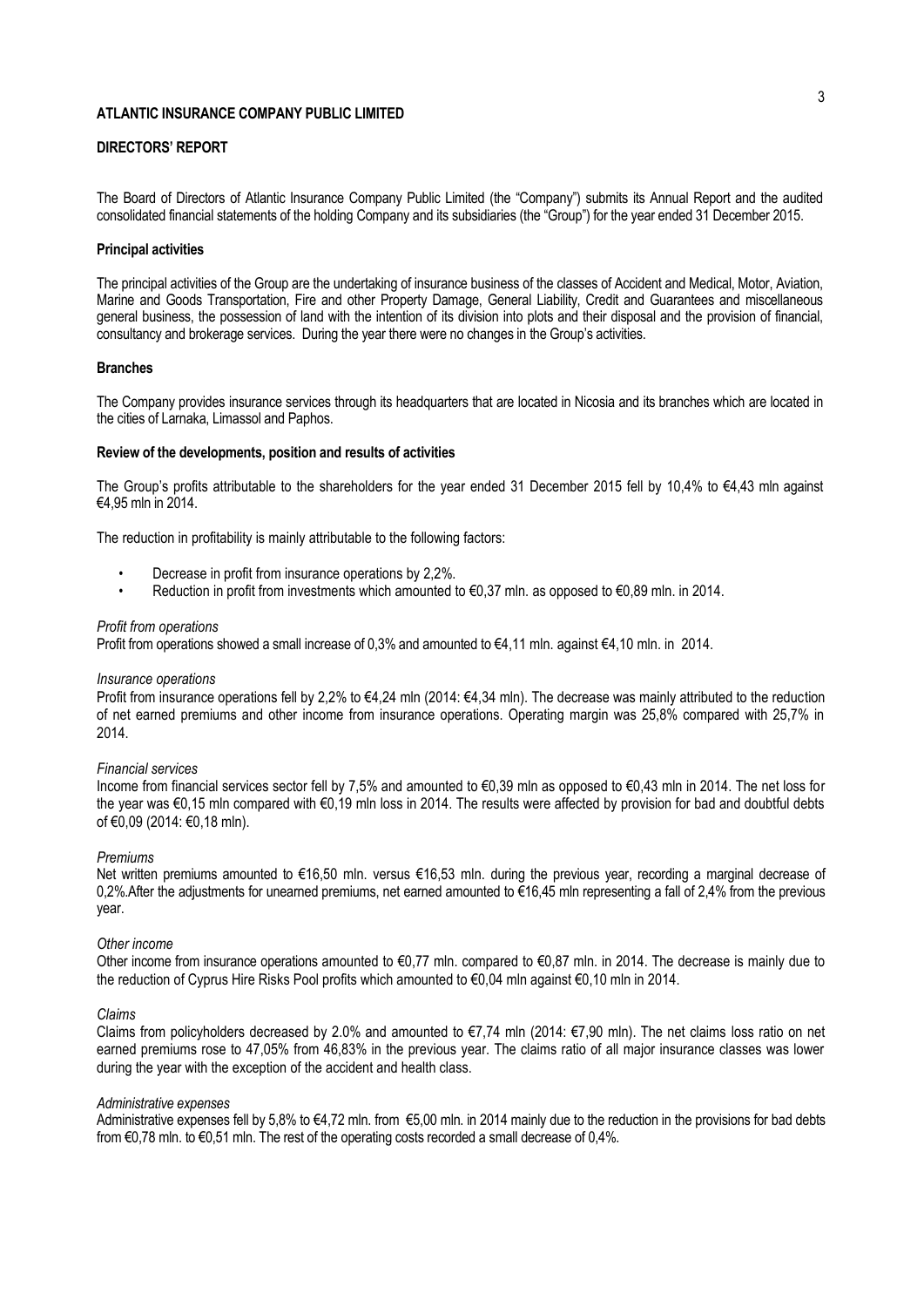**ATLANTIC INSURANCE COMPANY PUBLIC LIMITED**

**DIRECTORS' REPORT**

The Board of Directors of Atlantic Insurance Company Public Limited (the "Company") submits its Annual Report and the audited consolidated financial statements of the holding Company and its subsidiaries (the "Group") for the year ended 31 December 2015.

**Principal activities**

The principal activities of the Group are the undertaking of insurance business of the classes of Accident and Medical, Motor, Aviation, Marine and Goods Transportation, Fire and other Property Damage, General Liability, Credit and Guarantees and miscellaneous general business, the possession of land with the intention of its division into plots and their disposal and the provision of financial, consultancy and brokerage services. During the year there were no changes in the Group's activities.

**Branches**

The Company provides insurance services through its headquarters that are located in Nicosia and its branches which are located in the cities of Larnaka, Limassol and Paphos.

**Review of the developments, position and results of activities**

The Group's profits attributable to the shareholders for the year ended 31 December 2015 fell by 10,4% to €4,43 mln against €4,95 mln in 2014.

The reduction in profitability is mainly attributable to the following factors:

- Decrease in profit from insurance operations by 2,2%.
- Reduction in profit from investments which amounted to €0,37 mln. as opposed to €0,89 mln. in 2014.

*Profit from operations*
Profit from operations showed a small increase of 0,3% and amounted to €4,11 mln. against €4,10 mln. in 2014.

*Insurance operations*
Profit from insurance operations fell by 2,2% to €4,24 mln (2014: €4,34 mln). The decrease was mainly attributed to the reduction of net earned premiums and other income from insurance operations. Operating margin was 25,8% compared with 25,7% in 2014.

*Financial services*
Income from financial services sector fell by 7,5% and amounted to €0,39 mln as opposed to €0,43 mln in 2014. The net loss for the year was €0,15 mln compared with €0,19 mln loss in 2014. The results were affected by provision for bad and doubtful debts of €0,09 (2014: €0,18 mln).

*Premiums*
Net written premiums amounted to €16,50 mln. versus €16,53 mln. during the previous year, recording a marginal decrease of 0,2%.After the adjustments for unearned premiums, net earned amounted to €16,45 mln representing a fall of 2,4% from the previous year.

*Other income*
Other income from insurance operations amounted to €0,77 mln. compared to €0,87 mln. in 2014. The decrease is mainly due to the reduction of Cyprus Hire Risks Pool profits which amounted to €0,04 mln against €0,10 mln in 2014.

*Claims*
Claims from policyholders decreased by 2.0% and amounted to €7,74 mln (2014: €7,90 mln). The net claims loss ratio on net earned premiums rose to 47,05% from 46,83% in the previous year. The claims ratio of all major insurance classes was lower during the year with the exception of the accident and health class.

*Administrative expenses*
Administrative expenses fell by 5,8% to €4,72 mln. from €5,00 mln. in 2014 mainly due to the reduction in the provisions for bad debts from €0,78 mln. to €0,51 mln. The rest of the operating costs recorded a small decrease of 0,4%.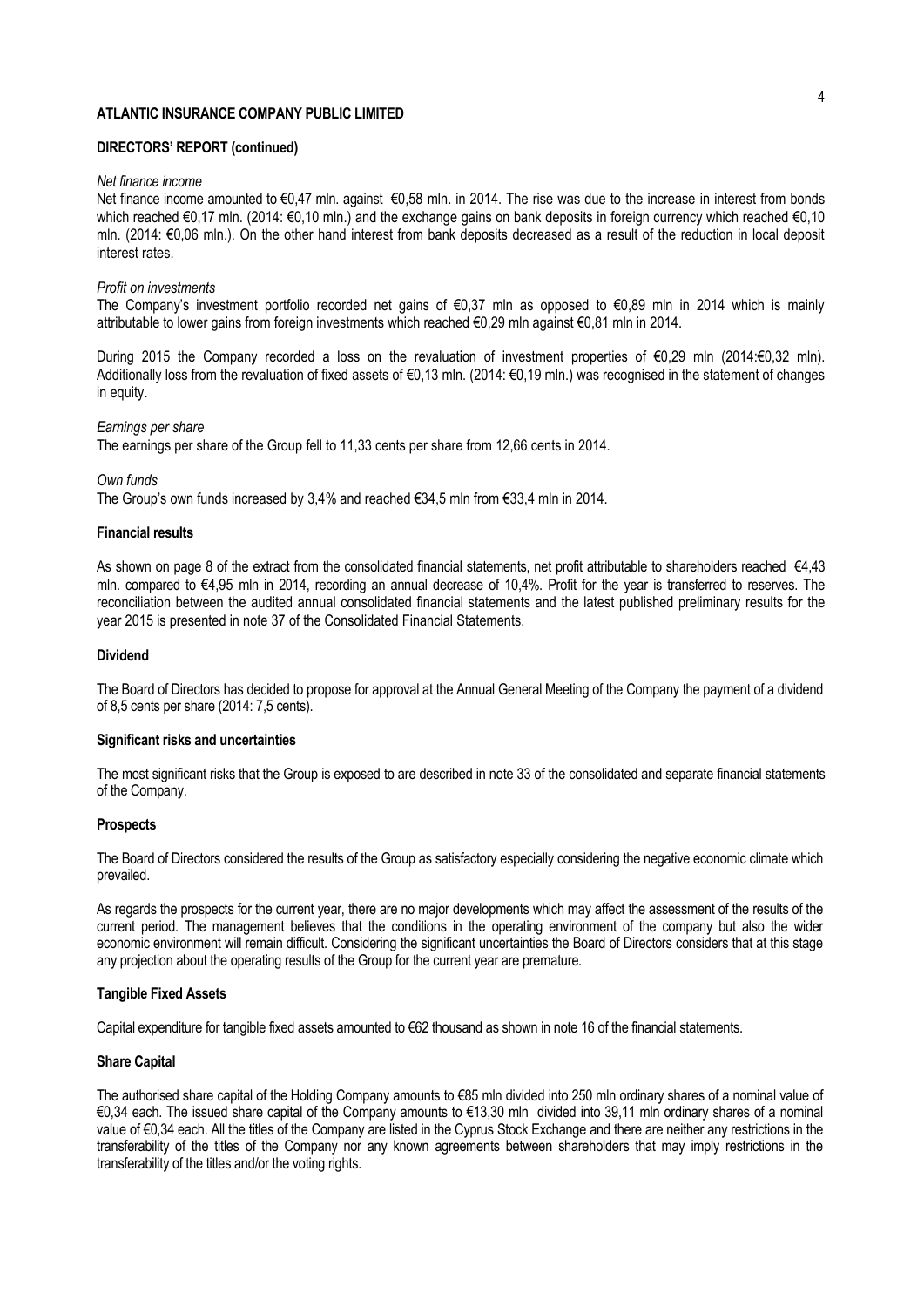**ATLANTIC INSURANCE COMPANY PUBLIC LIMITED**

**DIRECTORS' REPORT (continued)**

*Net finance income*

Net finance income amounted to €0,47 mln. against €0,58 mln. in 2014. The rise was due to the increase in interest from bonds which reached €0,17 mln. (2014: €0,10 mln.) and the exchange gains on bank deposits in foreign currency which reached €0,10 mln. (2014: €0,06 mln.). On the other hand interest from bank deposits decreased as a result of the reduction in local deposit interest rates.

*Profit on investments*

The Company's investment portfolio recorded net gains of €0,37 mln as opposed to €0,89 mln in 2014 which is mainly attributable to lower gains from foreign investments which reached €0,29 mln against €0,81 mln in 2014.

During 2015 the Company recorded a loss on the revaluation of investment properties of €0,29 mln (2014:€0,32 mln). Additionally loss from the revaluation of fixed assets of €0,13 mln. (2014: €0,19 mln.) was recognised in the statement of changes in equity.

*Earnings per share*

The earnings per share of the Group fell to 11,33 cents per share from 12,66 cents in 2014.

*Own funds*

The Group's own funds increased by 3,4% and reached €34,5 mln from €33,4 mln in 2014.

**Financial results**

As shown on page 8 of the extract from the consolidated financial statements, net profit attributable to shareholders reached €4,43 mln. compared to €4,95 mln in 2014, recording an annual decrease of 10,4%. Profit for the year is transferred to reserves. The reconciliation between the audited annual consolidated financial statements and the latest published preliminary results for the year 2015 is presented in note 37 of the Consolidated Financial Statements.

**Dividend**

The Board of Directors has decided to propose for approval at the Annual General Meeting of the Company the payment of a dividend of 8,5 cents per share (2014: 7,5 cents).

**Significant risks and uncertainties**

The most significant risks that the Group is exposed to are described in note 33 of the consolidated and separate financial statements of the Company.

**Prospects**

The Board of Directors considered the results of the Group as satisfactory especially considering the negative economic climate which prevailed.

As regards the prospects for the current year, there are no major developments which may affect the assessment of the results of the current period. The management believes that the conditions in the operating environment of the company but also the wider economic environment will remain difficult. Considering the significant uncertainties the Board of Directors considers that at this stage any projection about the operating results of the Group for the current year are premature.

**Tangible Fixed Assets**

Capital expenditure for tangible fixed assets amounted to €62 thousand as shown in note 16 of the financial statements.

**Share Capital**

The authorised share capital of the Holding Company amounts to €85 mln divided into 250 mln ordinary shares of a nominal value of €0,34 each. The issued share capital of the Company amounts to €13,30 mln divided into 39,11 mln ordinary shares of a nominal value of €0,34 each. All the titles of the Company are listed in the Cyprus Stock Exchange and there are neither any restrictions in the transferability of the titles of the Company nor any known agreements between shareholders that may imply restrictions in the transferability of the titles and/or the voting rights.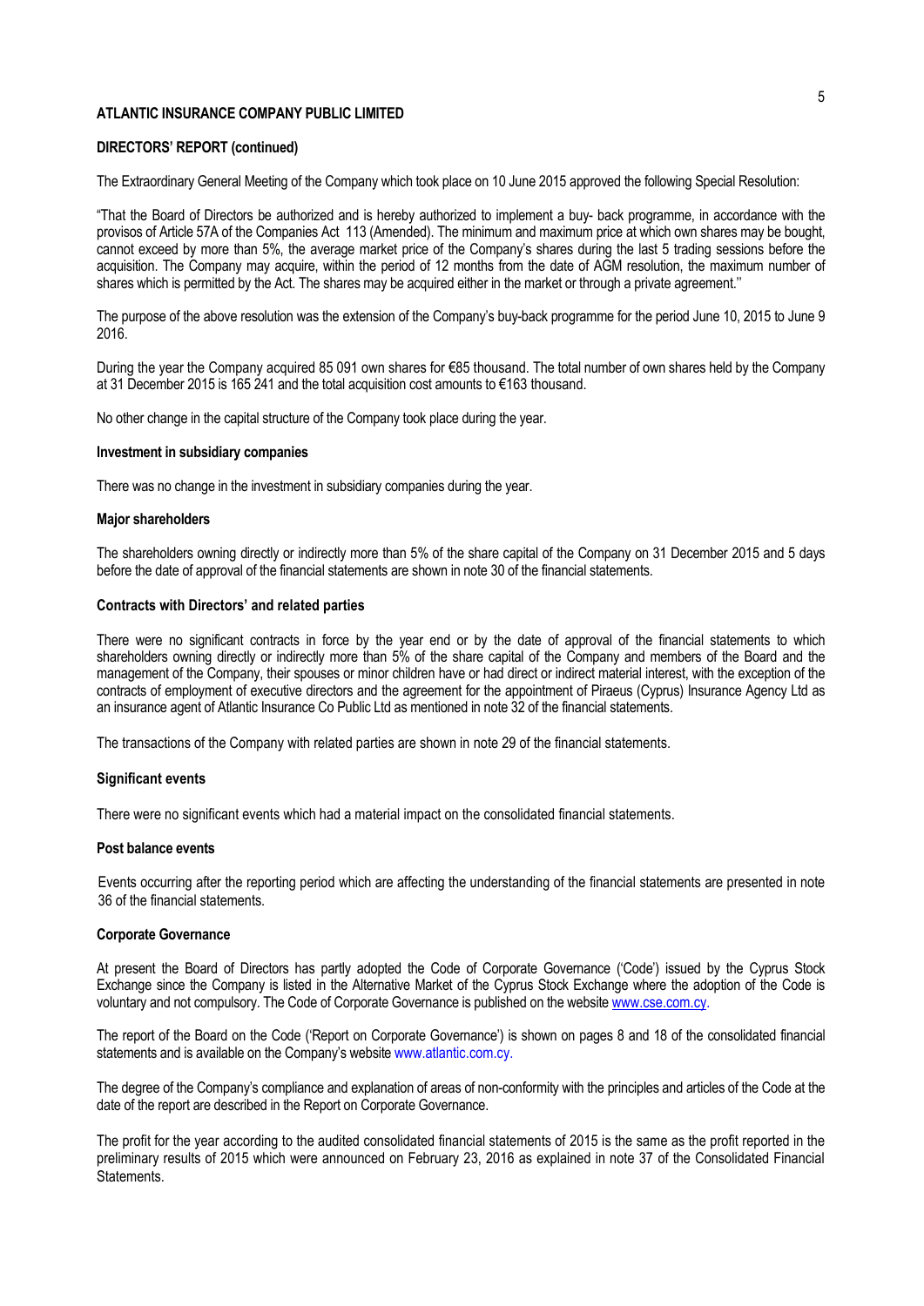**ATLANTIC INSURANCE COMPANY PUBLIC LIMITED**

**DIRECTORS' REPORT (continued)**

The Extraordinary General Meeting of the Company which took place on 10 June 2015 approved the following Special Resolution:

"That the Board of Directors be authorized and is hereby authorized to implement a buy- back programme, in accordance with the provisos of Article 57A of the Companies Act 113 (Amended). The minimum and maximum price at which own shares may be bought, cannot exceed by more than 5%, the average market price of the Company's shares during the last 5 trading sessions before the acquisition. The Company may acquire, within the period of 12 months from the date of AGM resolution, the maximum number of shares which is permitted by the Act. The shares may be acquired either in the market or through a private agreement.''

The purpose of the above resolution was the extension of the Company's buy-back programme for the period June 10, 2015 to June 9 2016.

During the year the Company acquired 85 091 own shares for €85 thousand. The total number of own shares held by the Company at 31 December 2015 is 165 241 and the total acquisition cost amounts to €163 thousand.

No other change in the capital structure of the Company took place during the year.

**Investment in subsidiary companies**

There was no change in the investment in subsidiary companies during the year.

**Major shareholders**

The shareholders owning directly or indirectly more than 5% of the share capital of the Company on 31 December 2015 and 5 days before the date of approval of the financial statements are shown in note 30 of the financial statements.

**Contracts with Directors' and related parties**

There were no significant contracts in force by the year end or by the date of approval of the financial statements to which shareholders owning directly or indirectly more than 5% of the share capital of the Company and members of the Board and the management of the Company, their spouses or minor children have or had direct or indirect material interest, with the exception of the contracts of employment of executive directors and the agreement for the appointment of Piraeus (Cyprus) Insurance Agency Ltd as an insurance agent of Atlantic Insurance Co Public Ltd as mentioned in note 32 of the financial statements.

The transactions of the Company with related parties are shown in note 29 of the financial statements.

**Significant events**

There were no significant events which had a material impact on the consolidated financial statements.

**Post balance events**

Events occurring after the reporting period which are affecting the understanding of the financial statements are presented in note 36 of the financial statements.

**Corporate Governance**

At present the Board of Directors has partly adopted the Code of Corporate Governance ('Code') issued by the Cyprus Stock Exchange since the Company is listed in the Alternative Market of the Cyprus Stock Exchange where the adoption of the Code is voluntary and not compulsory. The Code of Corporate Governance is published on the website www.cse.com.cy.

The report of the Board on the Code ('Report on Corporate Governance') is shown on pages 8 and 18 of the consolidated financial statements and is available on the Company's website www.atlantic.com.cy.

The degree of the Company's compliance and explanation of areas of non-conformity with the principles and articles of the Code at the date of the report are described in the Report on Corporate Governance.

The profit for the year according to the audited consolidated financial statements of 2015 is the same as the profit reported in the preliminary results of 2015 which were announced on February 23, 2016 as explained in note 37 of the Consolidated Financial Statements.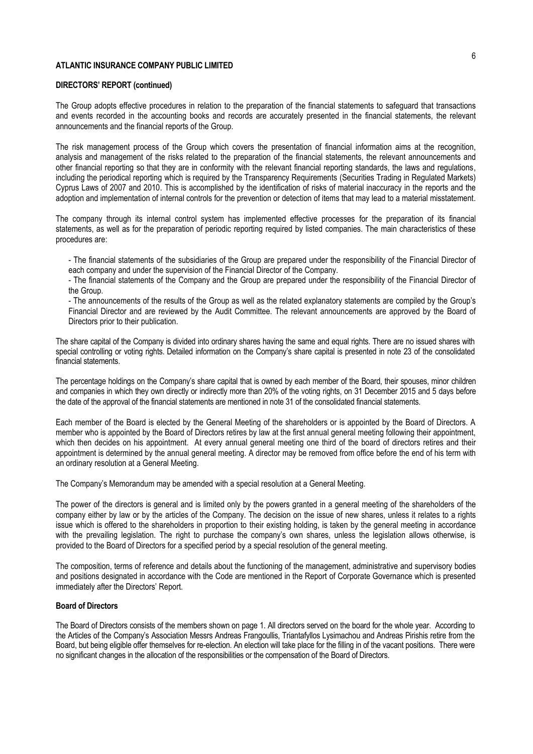**ATLANTIC INSURANCE COMPANY PUBLIC LIMITED**

**DIRECTORS' REPORT (continued)**

The Group adopts effective procedures in relation to the preparation of the financial statements to safeguard that transactions and events recorded in the accounting books and records are accurately presented in the financial statements, the relevant announcements and the financial reports of the Group.

The risk management process of the Group which covers the presentation of financial information aims at the recognition, analysis and management of the risks related to the preparation of the financial statements, the relevant announcements and other financial reporting so that they are in conformity with the relevant financial reporting standards, the laws and regulations, including the periodical reporting which is required by the Transparency Requirements (Securities Trading in Regulated Markets) Cyprus Laws of 2007 and 2010. This is accomplished by the identification of risks of material inaccuracy in the reports and the adoption and implementation of internal controls for the prevention or detection of items that may lead to a material misstatement.

The company through its internal control system has implemented effective processes for the preparation of its financial statements, as well as for the preparation of periodic reporting required by listed companies. The main characteristics of these procedures are:

- The financial statements of the subsidiaries of the Group are prepared under the responsibility of the Financial Director of each company and under the supervision of the Financial Director of the Company.
- The financial statements of the Company and the Group are prepared under the responsibility of the Financial Director of the Group.
- The announcements of the results of the Group as well as the related explanatory statements are compiled by the Group's Financial Director and are reviewed by the Audit Committee. The relevant announcements are approved by the Board of Directors prior to their publication.

The share capital of the Company is divided into ordinary shares having the same and equal rights. There are no issued shares with special controlling or voting rights. Detailed information on the Company's share capital is presented in note 23 of the consolidated financial statements.

The percentage holdings on the Company's share capital that is owned by each member of the Board, their spouses, minor children and companies in which they own directly or indirectly more than 20% of the voting rights, on 31 December 2015 and 5 days before the date of the approval of the financial statements are mentioned in note 31 of the consolidated financial statements.

Each member of the Board is elected by the General Meeting of the shareholders or is appointed by the Board of Directors. A member who is appointed by the Board of Directors retires by law at the first annual general meeting following their appointment, which then decides on his appointment. At every annual general meeting one third of the board of directors retires and their appointment is determined by the annual general meeting. A director may be removed from office before the end of his term with an ordinary resolution at a General Meeting.

The Company's Memorandum may be amended with a special resolution at a General Meeting.

The power of the directors is general and is limited only by the powers granted in a general meeting of the shareholders of the company either by law or by the articles of the Company. The decision on the issue of new shares, unless it relates to a rights issue which is offered to the shareholders in proportion to their existing holding, is taken by the general meeting in accordance with the prevailing legislation. The right to purchase the company's own shares, unless the legislation allows otherwise, is provided to the Board of Directors for a specified period by a special resolution of the general meeting.

The composition, terms of reference and details about the functioning of the management, administrative and supervisory bodies and positions designated in accordance with the Code are mentioned in the Report of Corporate Governance which is presented immediately after the Directors' Report.

**Board of Directors**

The Board of Directors consists of the members shown on page 1. All directors served on the board for the whole year. According to the Articles of the Company's Association Messrs Andreas Frangoullis, Triantafyllos Lysimachou and Andreas Pirishis retire from the Board, but being eligible offer themselves for re-election. An election will take place for the filling in of the vacant positions. There were no significant changes in the allocation of the responsibilities or the compensation of the Board of Directors.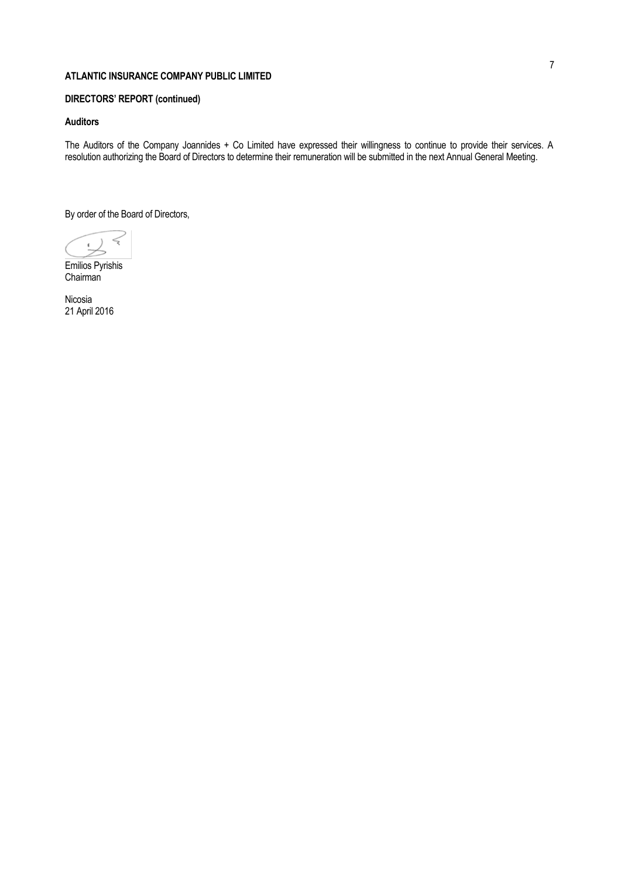**ATLANTIC INSURANCE COMPANY PUBLIC LIMITED**

**DIRECTORS' REPORT (continued)**

**Auditors**

The Auditors of the Company Joannides + Co Limited have expressed their willingness to continue to provide their services. A resolution authorizing the Board of Directors to determine their remuneration will be submitted in the next Annual General Meeting.

By order of the Board of Directors,

Emilios Pyrishis
Chairman

Nicosia
21 April 2016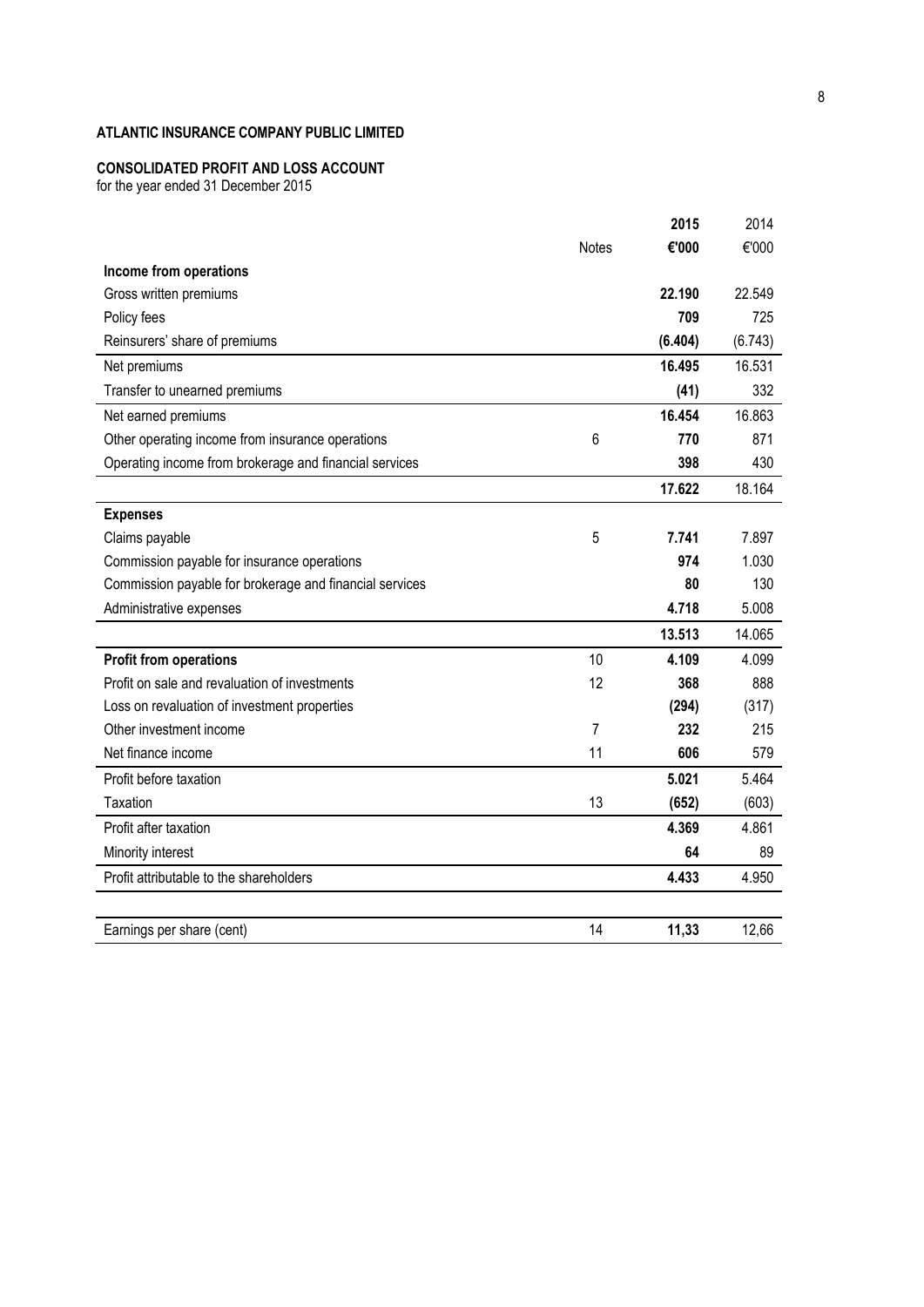**ATLANTIC INSURANCE COMPANY PUBLIC LIMITED**

**CONSOLIDATED PROFIT AND LOSS ACCOUNT**
for the year ended 31 December 2015

| | Notes | **2015** | 2014 |
|---|---|---|---|
| | | **€'000** | €'000 |
| **Income from operations** | | | |
| Gross written premiums | | **22.190** | 22.549 |
| Policy fees | | **709** | 725 |
| Reinsurers' share of premiums | | **(6.404)** | (6.743) |
| Net premiums | | **16.495** | 16.531 |
| Transfer to unearned premiums | | **(41)** | 332 |
| Net earned premiums | | **16.454** | 16.863 |
| Other operating income from insurance operations | 6 | **770** | 871 |
| Operating income from brokerage and financial services | | **398** | 430 |
| | | **17.622** | 18.164 |
| **Expenses** | | | |
| Claims payable | 5 | **7.741** | 7.897 |
| Commission payable for insurance operations | | **974** | 1.030 |
| Commission payable for brokerage and financial services | | **80** | 130 |
| Administrative expenses | | **4.718** | 5.008 |
| | | **13.513** | 14.065 |
| **Profit from operations** | 10 | **4.109** | 4.099 |
| Profit on sale and revaluation of investments | 12 | **368** | 888 |
| Loss on revaluation of investment properties | | **(294)** | (317) |
| Other investment income | 7 | **232** | 215 |
| Net finance income | 11 | **606** | 579 |
| Profit before taxation | | **5.021** | 5.464 |
| Taxation | 13 | **(652)** | (603) |
| Profit after taxation | | **4.369** | 4.861 |
| Minority interest | | **64** | 89 |
| Profit attributable to the shareholders | | **4.433** | 4.950 |
| | | | |
| Earnings per share (cent) | 14 | **11,33** | 12,66 |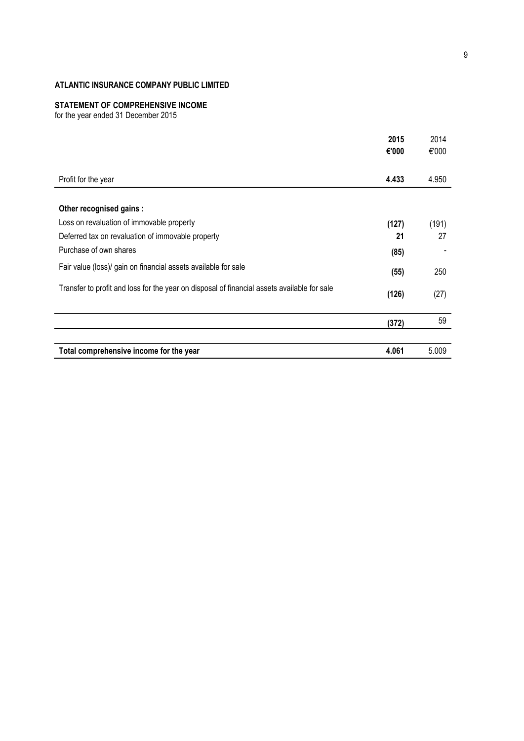**ATLANTIC INSURANCE COMPANY PUBLIC LIMITED**

**STATEMENT OF COMPREHENSIVE INCOME**
for the year ended 31 December 2015

| | **2015** | 2014 |
|---|---|---|
| | **€'000** | €'000 |
| Profit for the year | **4.433** | 4.950 |
| | | |
| **Other recognised gains :** | | |
| Loss on revaluation of immovable property | **(127)** | (191) |
| Deferred tax on revaluation of immovable property | **21** | 27 |
| Purchase of own shares | **(85)** | - |
| Fair value (loss)/ gain on financial assets available for sale | **(55)** | 250 |
| Transfer to profit and loss for the year on disposal of financial assets available for sale | **(126)** | (27) |
| | **(372)** | 59 |
| | | |
| **Total comprehensive income for the year** | **4.061** | 5.009 |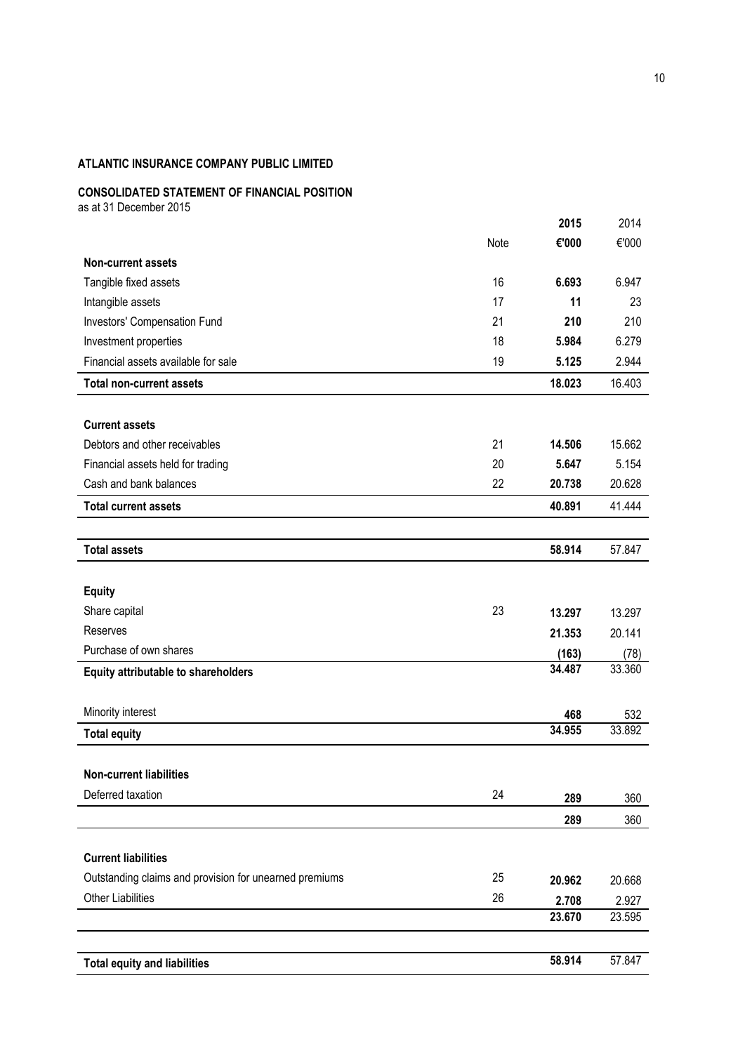**ATLANTIC INSURANCE COMPANY PUBLIC LIMITED**

**CONSOLIDATED STATEMENT OF FINANCIAL POSITION**
as at 31 December 2015

| | Note | **2015** | 2014 |
|---|---|---|---|
| | | **€'000** | €'000 |
| **Non-current assets** | | | |
| Tangible fixed assets | 16 | **6.693** | 6.947 |
| Intangible assets | 17 | **11** | 23 |
| Investors' Compensation Fund | 21 | **210** | 210 |
| Investment properties | 18 | **5.984** | 6.279 |
| Financial assets available for sale | 19 | **5.125** | 2.944 |
| **Total non-current assets** | | **18.023** | 16.403 |
| | | | |
| **Current assets** | | | |
| Debtors and other receivables | 21 | **14.506** | 15.662 |
| Financial assets held for trading | 20 | **5.647** | 5.154 |
| Cash and bank balances | 22 | **20.738** | 20.628 |
| **Total current assets** | | **40.891** | 41.444 |
| | | | |
| **Total assets** | | **58.914** | 57.847 |
| | | | |
| **Equity** | | | |
| Share capital | 23 | **13.297** | 13.297 |
| Reserves | | **21.353** | 20.141 |
| Purchase of own shares | | **(163)** | (78) |
| **Equity attributable to shareholders** | | **34.487** | 33.360 |
| | | | |
| Minority interest | | **468** | 532 |
| **Total equity** | | **34.955** | 33.892 |
| | | | |
| **Non-current liabilities** | | | |
| Deferred taxation | 24 | **289** | 360 |
| | | **289** | 360 |
| | | | |
| **Current liabilities** | | | |
| Outstanding claims and provision for unearned premiums | 25 | **20.962** | 20.668 |
| Other Liabilities | 26 | **2.708** | 2.927 |
| | | **23.670** | 23.595 |
| | | | |
| **Total equity and liabilities** | | **58.914** | 57.847 |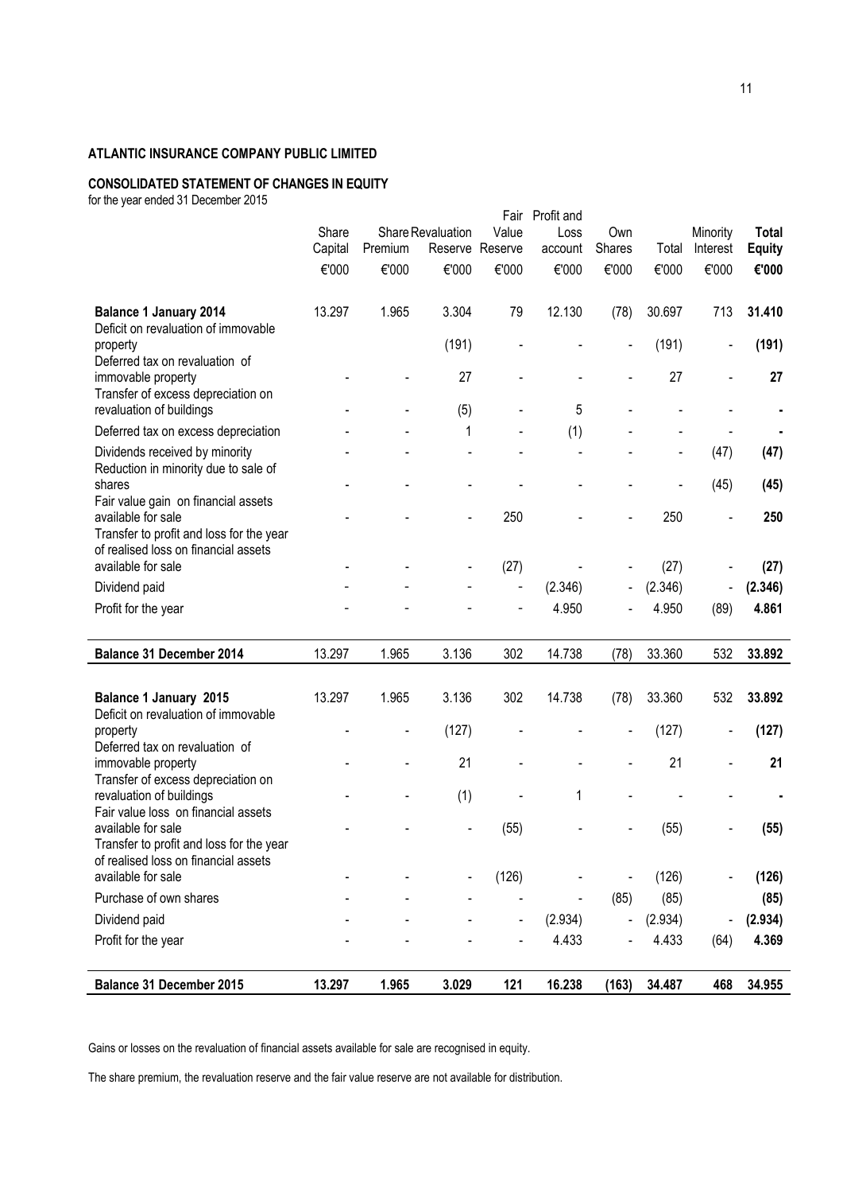**ATLANTIC INSURANCE COMPANY PUBLIC LIMITED**

**CONSOLIDATED STATEMENT OF CHANGES IN EQUITY**

for the year ended 31 December 2015

| | Share Capital | Share Premium | Revaluation Reserve | Fair Value Reserve | Profit and Loss account | Own Shares | Total | Minority Interest | **Total Equity** |
|---|---|---|---|---|---|---|---|---|---|
| | €'000 | €'000 | €'000 | €'000 | €'000 | €'000 | €'000 | €'000 | **€'000** |
| **Balance 1 January 2014** | 13.297 | 1.965 | 3.304 | 79 | 12.130 | (78) | 30.697 | 713 | **31.410** |
| Deficit on revaluation of immovable property | | | (191) | - | - | - | (191) | - | **(191)** |
| Deferred tax on revaluation of immovable property | - | - | 27 | - | - | - | 27 | - | **27** |
| Transfer of excess depreciation on revaluation of buildings | - | - | (5) | - | 5 | - | - | - | **-** |
| Deferred tax on excess depreciation | - | - | 1 | - | (1) | - | - | - | **-** |
| Dividends received by minority | - | - | - | - | - | - | - | (47) | **(47)** |
| Reduction in minority due to sale of shares | - | - | - | - | - | - | - | (45) | **(45)** |
| Fair value gain on financial assets available for sale | - | - | - | 250 | | - | 250 | - | **250** |
| Transfer to profit and loss for the year of realised loss on financial assets available for sale | - | - | - | (27) | - | - | (27) | - | **(27)** |
| Dividend paid | - | - | - | - | (2.346) | - | (2.346) | - | **(2.346)** |
| Profit for the year | - | - | - | - | 4.950 | - | 4.950 | (89) | **4.861** |
| **Balance 31 December 2014** | 13.297 | 1.965 | 3.136 | 302 | 14.738 | (78) | 33.360 | 532 | **33.892** |
| | | | | | | | | | |
| **Balance 1 January 2015** | 13.297 | 1.965 | 3.136 | 302 | 14.738 | (78) | 33.360 | 532 | **33.892** |
| Deficit on revaluation of immovable property | - | - | (127) | - | - | - | (127) | - | **(127)** |
| Deferred tax on revaluation of immovable property | - | - | 21 | - | - | - | 21 | - | **21** |
| Transfer of excess depreciation on revaluation of buildings | - | - | (1) | - | 1 | - | - | - | **-** |
| Fair value loss on financial assets available for sale | - | - | - | (55) | | - | (55) | - | **(55)** |
| Transfer to profit and loss for the year of realised loss on financial assets available for sale | - | - | - | (126) | - | - | (126) | - | **(126)** |
| Purchase of own shares | - | - | - | - | - | (85) | (85) | | **(85)** |
| Dividend paid | - | - | - | - | (2.934) | - | (2.934) | - | **(2.934)** |
| Profit for the year | - | - | - | - | 4.433 | - | 4.433 | (64) | **4.369** |
| **Balance 31 December 2015** | **13.297** | **1.965** | **3.029** | **121** | **16.238** | **(163)** | **34.487** | **468** | **34.955** |

Gains or losses on the revaluation of financial assets available for sale are recognised in equity.

The share premium, the revaluation reserve and the fair value reserve are not available for distribution.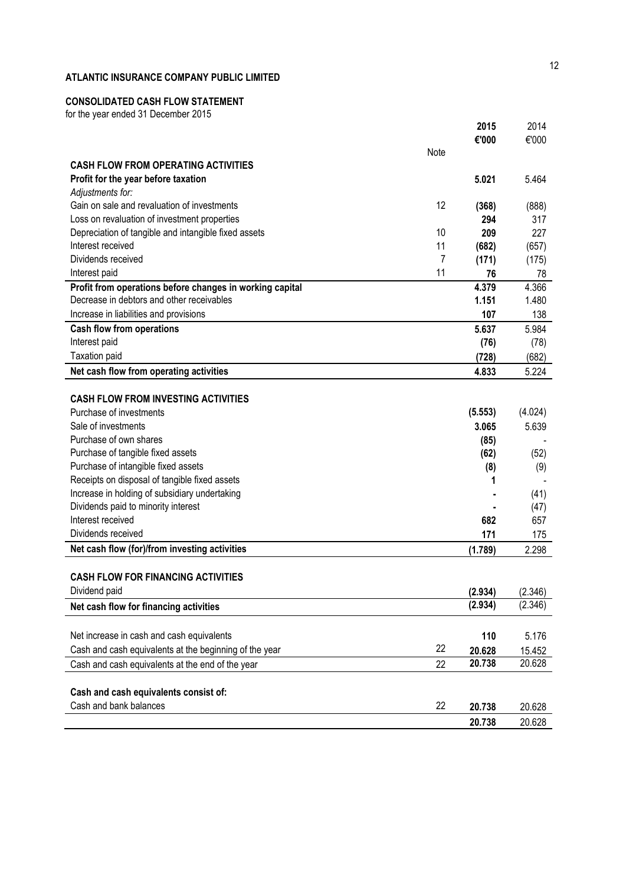**ATLANTIC INSURANCE COMPANY PUBLIC LIMITED**

**CONSOLIDATED CASH FLOW STATEMENT**

for the year ended 31 December 2015

| | Note | **2015 €'000** | 2014 €'000 |
|---|---|---|---|
| **CASH FLOW FROM OPERATING ACTIVITIES** | | | |
| **Profit for the year before taxation** | | **5.021** | 5.464 |
| *Adjustments for:* | | | |
| Gain on sale and revaluation of investments | 12 | **(368)** | (888) |
| Loss on revaluation of investment properties | | **294** | 317 |
| Depreciation of tangible and intangible fixed assets | 10 | **209** | 227 |
| Interest received | 11 | **(682)** | (657) |
| Dividends received | 7 | **(171)** | (175) |
| Interest paid | 11 | **76** | 78 |
| **Profit from operations before changes in working capital** | | **4.379** | 4.366 |
| Decrease in debtors and other receivables | | **1.151** | 1.480 |
| Increase in liabilities and provisions | | **107** | 138 |
| **Cash flow from operations** | | **5.637** | 5.984 |
| Interest paid | | **(76)** | (78) |
| Taxation paid | | **(728)** | (682) |
| **Net cash flow from operating activities** | | **4.833** | 5.224 |
| | | | |
| **CASH FLOW FROM INVESTING ACTIVITIES** | | | |
| Purchase of investments | | **(5.553)** | (4.024) |
| Sale of investments | | **3.065** | 5.639 |
| Purchase of own shares | | **(85)** | - |
| Purchase of tangible fixed assets | | **(62)** | (52) |
| Purchase of intangible fixed assets | | **(8)** | (9) |
| Receipts on disposal of tangible fixed assets | | **1** | - |
| Increase in holding of subsidiary undertaking | | **-** | (41) |
| Dividends paid to minority interest | | **-** | (47) |
| Interest received | | **682** | 657 |
| Dividends received | | **171** | 175 |
| **Net cash flow (for)/from investing activities** | | **(1.789)** | 2.298 |
| | | | |
| **CASH FLOW FOR FINANCING ACTIVITIES** | | | |
| Dividend paid | | **(2.934)** | (2.346) |
| **Net cash flow for financing activities** | | **(2.934)** | (2.346) |
| | | | |
| Net increase in cash and cash equivalents | | **110** | 5.176 |
| Cash and cash equivalents at the beginning of the year | 22 | **20.628** | 15.452 |
| Cash and cash equivalents at the end of the year | 22 | **20.738** | 20.628 |
| | | | |
| **Cash and cash equivalents consist of:** | | | |
| Cash and bank balances | 22 | **20.738** | 20.628 |
| | | **20.738** | 20.628 |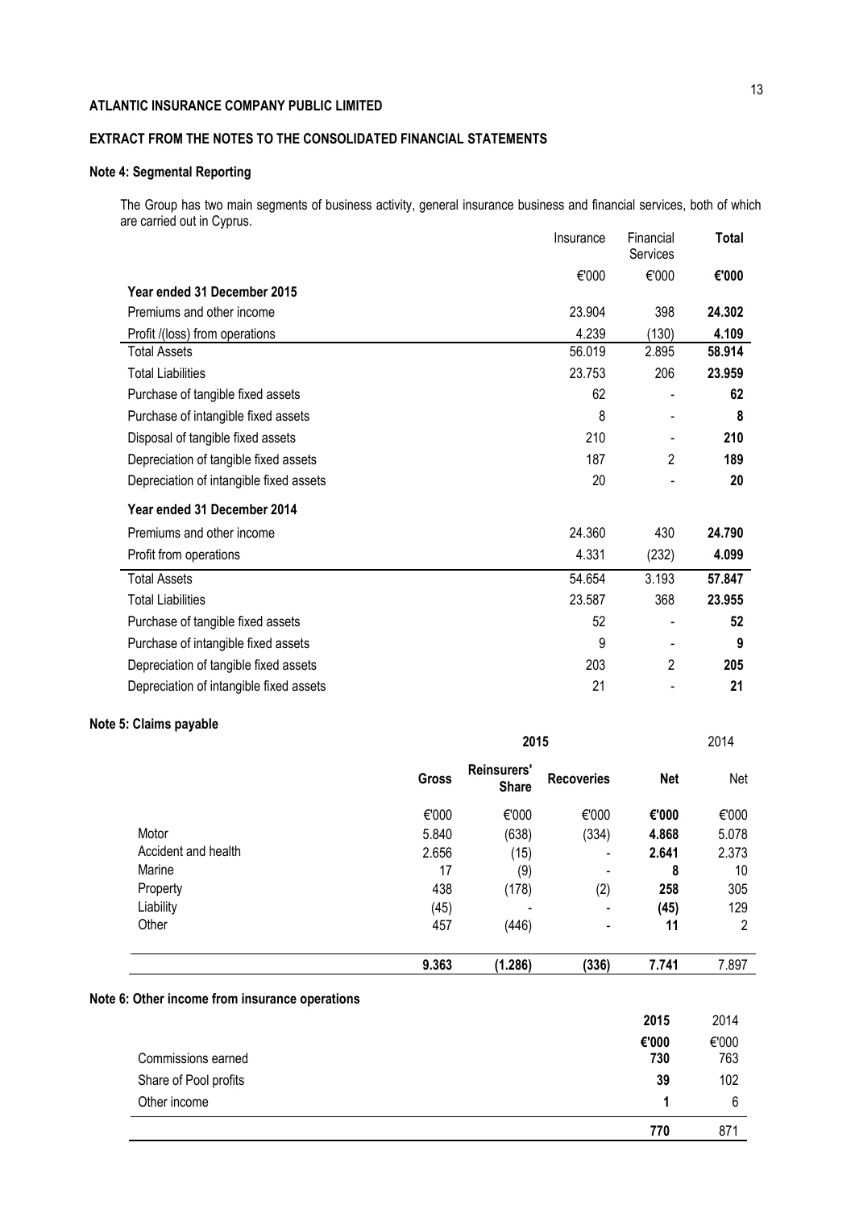**ATLANTIC INSURANCE COMPANY PUBLIC LIMITED**

**EXTRACT FROM THE NOTES TO THE CONSOLIDATED FINANCIAL STATEMENTS**

**Note 4: Segmental Reporting**

The Group has two main segments of business activity, general insurance business and financial services, both of which are carried out in Cyprus.

| | Insurance | Financial Services | **Total** |
|---|---|---|---|
| | €'000 | €'000 | **€'000** |
| **Year ended 31 December 2015** | | | |
| Premiums and other income | 23.904 | 398 | **24.302** |
| Profit /(loss) from operations | 4.239 | (130) | **4.109** |
| Total Assets | 56.019 | 2.895 | **58.914** |
| Total Liabilities | 23.753 | 206 | **23.959** |
| Purchase of tangible fixed assets | 62 | - | **62** |
| Purchase of intangible fixed assets | 8 | - | **8** |
| Disposal of tangible fixed assets | 210 | - | **210** |
| Depreciation of tangible fixed assets | 187 | 2 | **189** |
| Depreciation of intangible fixed assets | 20 | - | **20** |
| **Year ended 31 December 2014** | | | |
| Premiums and other income | 24.360 | 430 | **24.790** |
| Profit from operations | 4.331 | (232) | **4.099** |
| Total Assets | 54.654 | 3.193 | **57.847** |
| Total Liabilities | 23.587 | 368 | **23.955** |
| Purchase of tangible fixed assets | 52 | - | **52** |
| Purchase of intangible fixed assets | 9 | - | **9** |
| Depreciation of tangible fixed assets | 203 | 2 | **205** |
| Depreciation of intangible fixed assets | 21 | - | **21** |

**Note 5: Claims payable**

| | **2015** | | | | 2014 |
|---|---|---|---|---|---|
| | **Gross** | **Reinsurers' Share** | **Recoveries** | **Net** | Net |
| | €'000 | €'000 | €'000 | **€'000** | €'000 |
| Motor | 5.840 | (638) | (334) | **4.868** | 5.078 |
| Accident and health | 2.656 | (15) | - | **2.641** | 2.373 |
| Marine | 17 | (9) | - | **8** | 10 |
| Property | 438 | (178) | (2) | **258** | 305 |
| Liability | (45) | - | - | **(45)** | 129 |
| Other | 457 | (446) | - | **11** | 2 |
| | **9.363** | **(1.286)** | **(336)** | **7.741** | 7.897 |

**Note 6: Other income from insurance operations**

| | **2015** | 2014 |
|---|---|---|
| | **€'000** | €'000 |
| Commissions earned | **730** | 763 |
| Share of Pool profits | **39** | 102 |
| Other income | **1** | 6 |
| | **770** | 871 |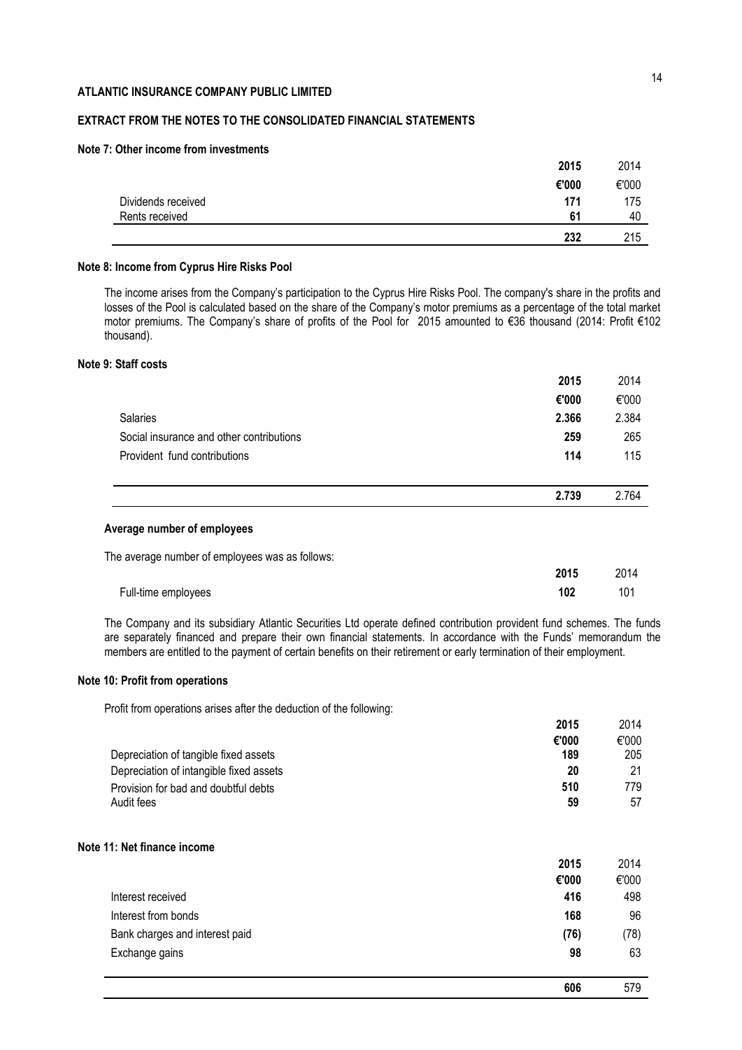**ATLANTIC INSURANCE COMPANY PUBLIC LIMITED**

**EXTRACT FROM THE NOTES TO THE CONSOLIDATED FINANCIAL STATEMENTS**

**Note 7: Other income from investments**

| | 2015 | 2014 |
|---|---|---|
| | €'000 | €'000 |
| Dividends received | 171 | 175 |
| Rents received | 61 | 40 |
| | 232 | 215 |

**Note 8: Income from Cyprus Hire Risks Pool**

The income arises from the Company's participation to the Cyprus Hire Risks Pool. The company's share in the profits and losses of the Pool is calculated based on the share of the Company's motor premiums as a percentage of the total market motor premiums. The Company's share of profits of the Pool for 2015 amounted to €36 thousand (2014: Profit €102 thousand).

**Note 9: Staff costs**

| | 2015 | 2014 |
|---|---|---|
| | €'000 | €'000 |
| Salaries | 2.366 | 2.384 |
| Social insurance and other contributions | 259 | 265 |
| Provident fund contributions | 114 | 115 |
| | 2.739 | 2.764 |

**Average number of employees**

The average number of employees was as follows:

| | 2015 | 2014 |
|---|---|---|
| Full-time employees | 102 | 101 |

The Company and its subsidiary Atlantic Securities Ltd operate defined contribution provident fund schemes. The funds are separately financed and prepare their own financial statements. In accordance with the Funds' memorandum the members are entitled to the payment of certain benefits on their retirement or early termination of their employment.

**Note 10: Profit from operations**

Profit from operations arises after the deduction of the following:

| | 2015 | 2014 |
|---|---|---|
| | €'000 | €'000 |
| Depreciation of tangible fixed assets | 189 | 205 |
| Depreciation of intangible fixed assets | 20 | 21 |
| Provision for bad and doubtful debts | 510 | 779 |
| Audit fees | 59 | 57 |

**Note 11: Net finance income**

| | 2015 | 2014 |
|---|---|---|
| | €'000 | €'000 |
| Interest received | 416 | 498 |
| Interest from bonds | 168 | 96 |
| Bank charges and interest paid | (76) | (78) |
| Exchange gains | 98 | 63 |
| | 606 | 579 |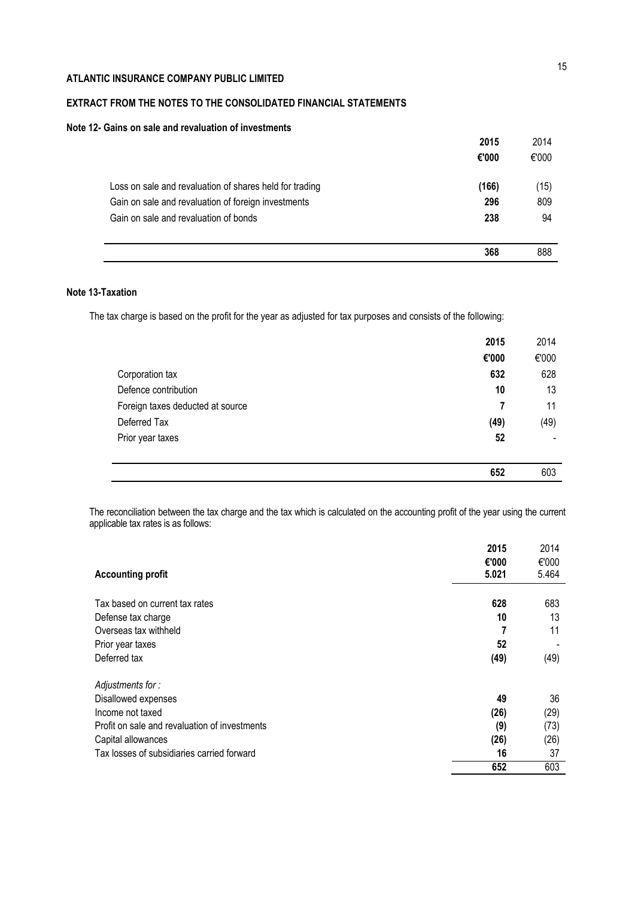**ATLANTIC INSURANCE COMPANY PUBLIC LIMITED**

**EXTRACT FROM THE NOTES TO THE CONSOLIDATED FINANCIAL STATEMENTS**

**Note 12- Gains on sale and revaluation of investments**

| | **2015** | 2014 |
|---|---|---|
| | **€'000** | €'000 |
| Loss on sale and revaluation of shares held for trading | **(166)** | (15) |
| Gain on sale and revaluation of foreign investments | **296** | 809 |
| Gain on sale and revaluation of bonds | **238** | 94 |
| | **368** | 888 |

**Note 13-Taxation**

The tax charge is based on the profit for the year as adjusted for tax purposes and consists of the following:

| | **2015** | 2014 |
|---|---|---|
| | **€'000** | €'000 |
| Corporation tax | **632** | 628 |
| Defence contribution | **10** | 13 |
| Foreign taxes deducted at source | **7** | 11 |
| Deferred Tax | **(49)** | (49) |
| Prior year taxes | **52** | - |
| | **652** | 603 |

The reconciliation between the tax charge and the tax which is calculated on the accounting profit of the year using the current applicable tax rates is as follows:

| | **2015** | 2014 |
|---|---|---|
| | **€'000** | €'000 |
| **Accounting profit** | **5.021** | 5.464 |
| Tax based on current tax rates | **628** | 683 |
| Defense tax charge | **10** | 13 |
| Overseas tax withheld | **7** | 11 |
| Prior year taxes | **52** | - |
| Deferred tax | **(49)** | (49) |
| *Adjustments for :* | | |
| Disallowed expenses | **49** | 36 |
| Income not taxed | **(26)** | (29) |
| Profit on sale and revaluation of investments | **(9)** | (73) |
| Capital allowances | **(26)** | (26) |
| Tax losses of subsidiaries carried forward | **16** | 37 |
| | **652** | 603 |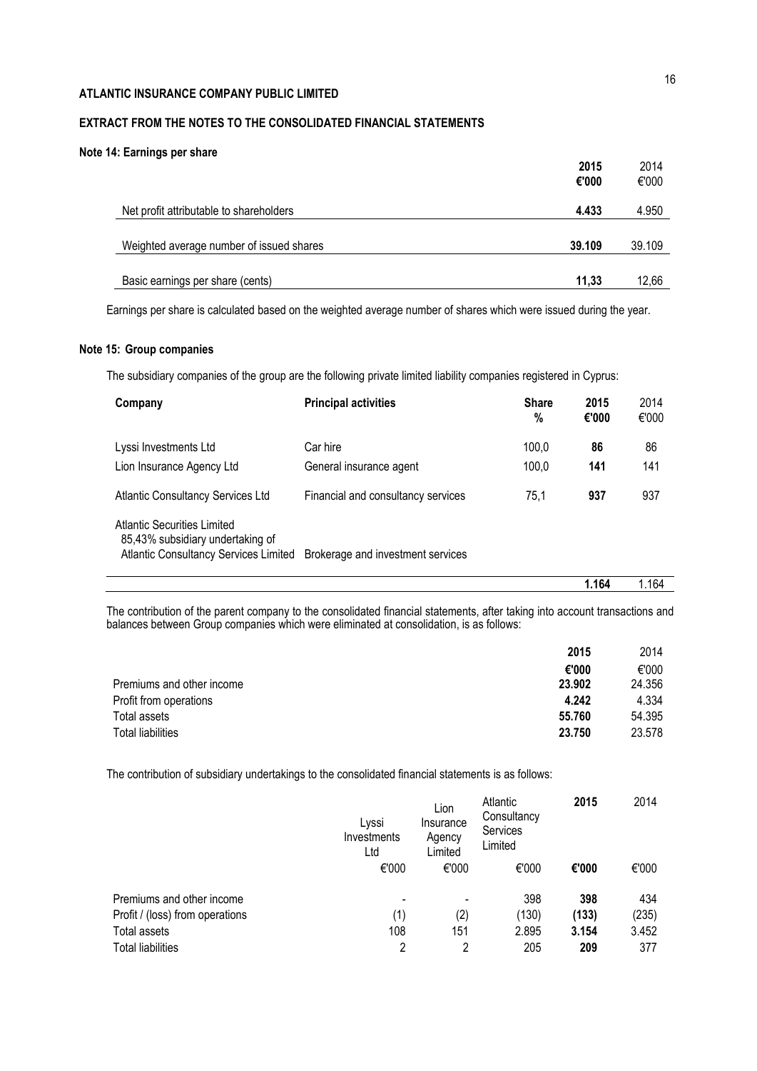# ATLANTIC INSURANCE COMPANY PUBLIC LIMITED

## EXTRACT FROM THE NOTES TO THE CONSOLIDATED FINANCIAL STATEMENTS

### Note 14: Earnings per share

| | 2015 €'000 | 2014 €'000 |
|---|---|---|
| Net profit attributable to shareholders | **4.433** | 4.950 |
| Weighted average number of issued shares | **39.109** | 39.109 |
| Basic earnings per share (cents) | **11,33** | 12,66 |

Earnings per share is calculated based on the weighted average number of shares which were issued during the year.

### Note 15: Group companies

The subsidiary companies of the group are the following private limited liability companies registered in Cyprus:

| Company | Principal activities | Share % | 2015 €'000 | 2014 €'000 |
|---|---|---|---|---|
| Lyssi Investments Ltd | Car hire | 100,0 | **86** | 86 |
| Lion Insurance Agency Ltd | General insurance agent | 100,0 | **141** | 141 |
| Atlantic Consultancy Services Ltd | Financial and consultancy services | 75,1 | **937** | 937 |
| Atlantic Securities Limited 85,43% subsidiary undertaking of Atlantic Consultancy Services Limited | Brokerage and investment services | | | |
| | | | **1.164** | 1.164 |

The contribution of the parent company to the consolidated financial statements, after taking into account transactions and balances between Group companies which were eliminated at consolidation, is as follows:

| | 2015 €'000 | 2014 €'000 |
|---|---|---|
| Premiums and other income | **23.902** | 24.356 |
| Profit from operations | **4.242** | 4.334 |
| Total assets | **55.760** | 54.395 |
| Total liabilities | **23.750** | 23.578 |

The contribution of subsidiary undertakings to the consolidated financial statements is as follows:

| | Lyssi Investments Ltd €'000 | Lion Insurance Agency Limited €'000 | Atlantic Consultancy Services Limited €'000 | 2015 €'000 | 2014 €'000 |
|---|---|---|---|---|---|
| Premiums and other income | - | - | 398 | **398** | 434 |
| Profit / (loss) from operations | (1) | (2) | (130) | **(133)** | (235) |
| Total assets | 108 | 151 | 2.895 | **3.154** | 3.452 |
| Total liabilities | 2 | 2 | 205 | **209** | 377 |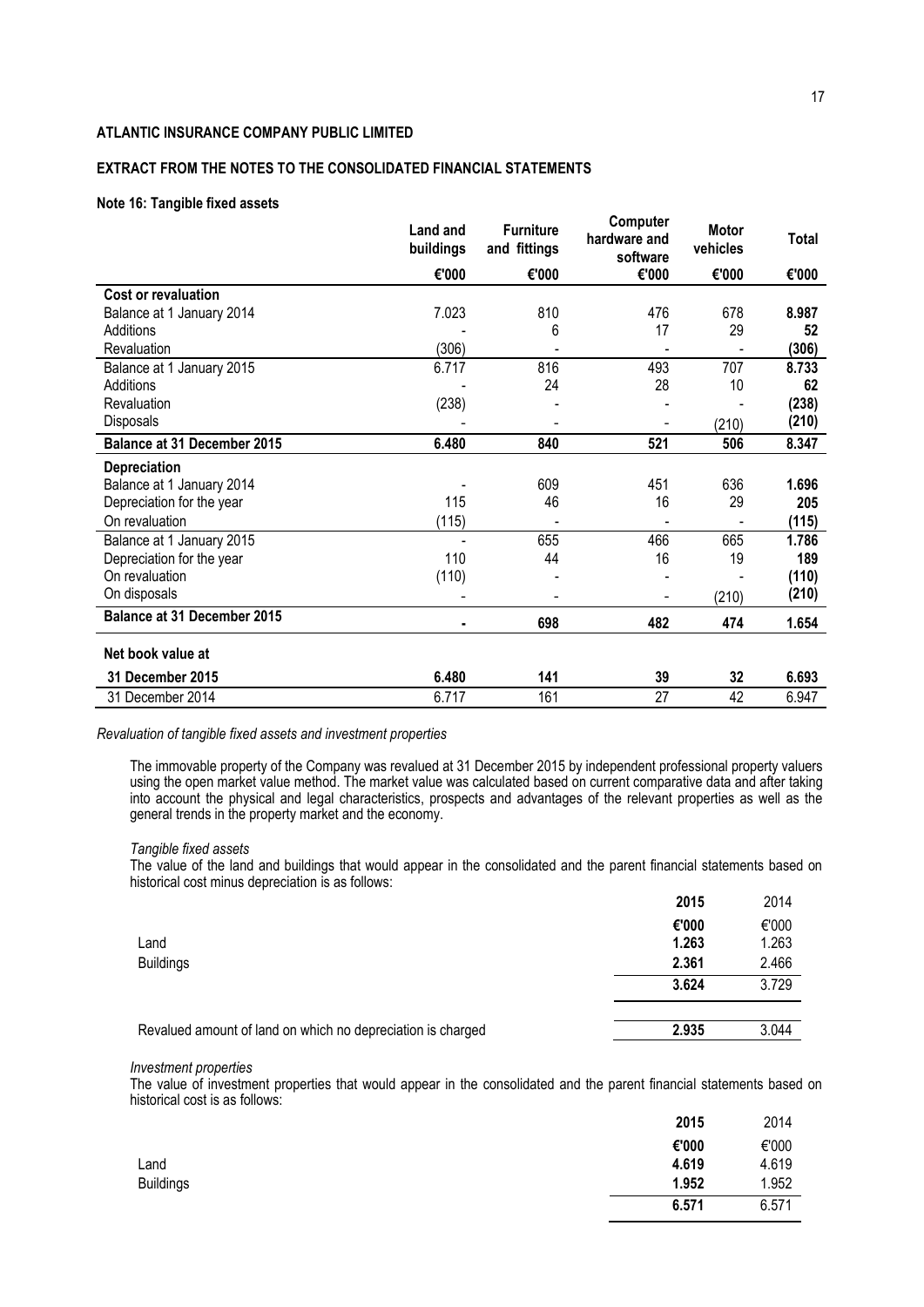**ATLANTIC INSURANCE COMPANY PUBLIC LIMITED**

**EXTRACT FROM THE NOTES TO THE CONSOLIDATED FINANCIAL STATEMENTS**

**Note 16: Tangible fixed assets**

| | Land and buildings | Furniture and fittings | Computer hardware and software | Motor vehicles | Total |
|---|---|---|---|---|---|
| | €'000 | €'000 | €'000 | €'000 | €'000 |
| **Cost or revaluation** | | | | | |
| Balance at 1 January 2014 | 7.023 | 810 | 476 | 678 | **8.987** |
| Additions | - | 6 | 17 | 29 | **52** |
| Revaluation | (306) | - | - | - | **(306)** |
| Balance at 1 January 2015 | 6.717 | 816 | 493 | 707 | **8.733** |
| Additions | - | 24 | 28 | 10 | **62** |
| Revaluation | (238) | - | - | - | **(238)** |
| Disposals | - | - | - | (210) | **(210)** |
| **Balance at 31 December 2015** | **6.480** | **840** | **521** | **506** | **8.347** |
| **Depreciation** | | | | | |
| Balance at 1 January 2014 | - | 609 | 451 | 636 | **1.696** |
| Depreciation for the year | 115 | 46 | 16 | 29 | **205** |
| On revaluation | (115) | - | - | - | **(115)** |
| Balance at 1 January 2015 | - | 655 | 466 | 665 | **1.786** |
| Depreciation for the year | 110 | 44 | 16 | 19 | **189** |
| On revaluation | (110) | - | - | - | **(110)** |
| On disposals | - | - | - | (210) | **(210)** |
| **Balance at 31 December 2015** | **-** | **698** | **482** | **474** | **1.654** |
| **Net book value at** | | | | | |
| **31 December 2015** | **6.480** | **141** | **39** | **32** | **6.693** |
| 31 December 2014 | 6.717 | 161 | 27 | 42 | 6.947 |

*Revaluation of tangible fixed assets and investment properties*

The immovable property of the Company was revalued at 31 December 2015 by independent professional property valuers using the open market value method. The market value was calculated based on current comparative data and after taking into account the physical and legal characteristics, prospects and advantages of the relevant properties as well as the general trends in the property market and the economy.

*Tangible fixed assets*

The value of the land and buildings that would appear in the consolidated and the parent financial statements based on historical cost minus depreciation is as follows:

| | 2015 | 2014 |
|---|---|---|
| | **€'000** | €'000 |
| Land | **1.263** | 1.263 |
| Buildings | **2.361** | 2.466 |
| | **3.624** | 3.729 |
| Revalued amount of land on which no depreciation is charged | **2.935** | 3.044 |

*Investment properties*

The value of investment properties that would appear in the consolidated and the parent financial statements based on historical cost is as follows:

| | 2015 | 2014 |
|---|---|---|
| | **€'000** | €'000 |
| Land | **4.619** | 4.619 |
| Buildings | **1.952** | 1.952 |
| | **6.571** | 6.571 |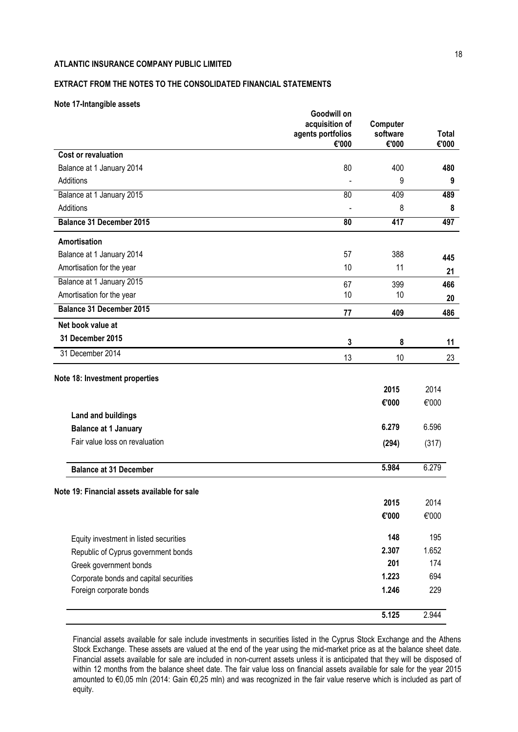**ATLANTIC INSURANCE COMPANY PUBLIC LIMITED**

**EXTRACT FROM THE NOTES TO THE CONSOLIDATED FINANCIAL STATEMENTS**

**Note 17-Intangible assets**

| | Goodwill on acquisition of agents portfolios €'000 | Computer software €'000 | Total €'000 |
|---|---|---|---|
| **Cost or revaluation** | | | |
| Balance at 1 January 2014 | 80 | 400 | **480** |
| Additions | - | 9 | **9** |
| Balance at 1 January 2015 | 80 | 409 | **489** |
| Additions | - | 8 | **8** |
| **Balance 31 December 2015** | **80** | **417** | **497** |
| **Amortisation** | | | |
| Balance at 1 January 2014 | 57 | 388 | **445** |
| Amortisation for the year | 10 | 11 | **21** |
| Balance at 1 January 2015 | 67 | 399 | **466** |
| Amortisation for the year | 10 | 10 | **20** |
| **Balance 31 December 2015** | **77** | **409** | **486** |
| **Net book value at** | | | |
| **31 December 2015** | **3** | **8** | **11** |
| 31 December 2014 | 13 | 10 | 23 |

**Note 18: Investment properties**

| | 2015 €'000 | 2014 €'000 |
|---|---|---|
| **Land and buildings** | | |
| **Balance at 1 January** | **6.279** | 6.596 |
| Fair value loss on revaluation | **(294)** | (317) |
| **Balance at 31 December** | **5.984** | 6.279 |

**Note 19: Financial assets available for sale**

| | 2015 €'000 | 2014 €'000 |
|---|---|---|
| Equity investment in listed securities | **148** | 195 |
| Republic of Cyprus government bonds | **2.307** | 1.652 |
| Greek government bonds | **201** | 174 |
| Corporate bonds and capital securities | **1.223** | 694 |
| Foreign corporate bonds | **1.246** | 229 |
| | **5.125** | 2.944 |

Financial assets available for sale include investments in securities listed in the Cyprus Stock Exchange and the Athens Stock Exchange. These assets are valued at the end of the year using the mid-market price as at the balance sheet date. Financial assets available for sale are included in non-current assets unless it is anticipated that they will be disposed of within 12 months from the balance sheet date. The fair value loss on financial assets available for sale for the year 2015 amounted to €0,05 mln (2014: Gain €0,25 mln) and was recognized in the fair value reserve which is included as part of equity.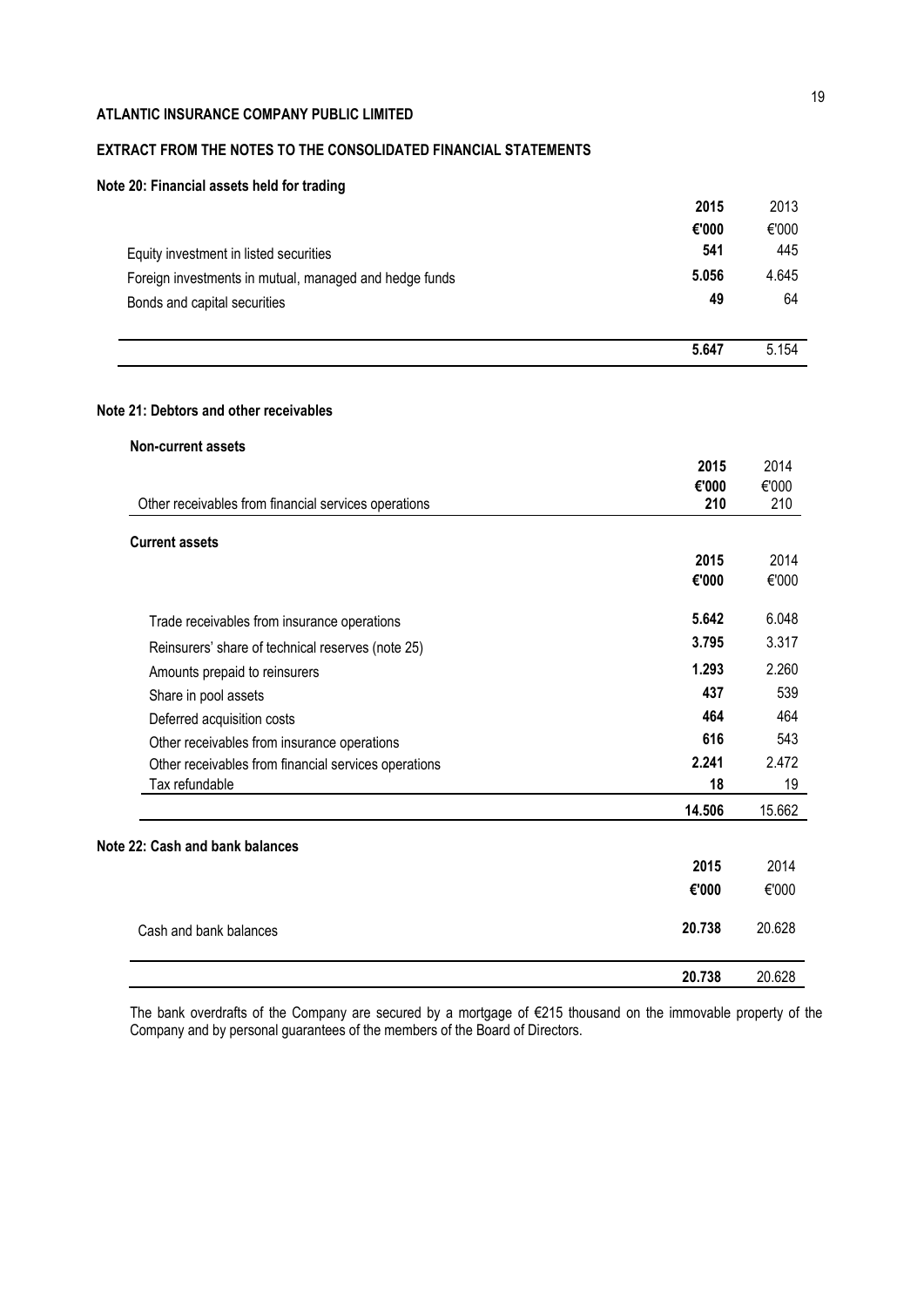**ATLANTIC INSURANCE COMPANY PUBLIC LIMITED**

**EXTRACT FROM THE NOTES TO THE CONSOLIDATED FINANCIAL STATEMENTS**

**Note 20: Financial assets held for trading**

| | **2015** | 2013 |
|---|---|---|
| | **€'000** | €'000 |
| Equity investment in listed securities | **541** | 445 |
| Foreign investments in mutual, managed and hedge funds | **5.056** | 4.645 |
| Bonds and capital securities | **49** | 64 |
| | **5.647** | 5.154 |

**Note 21: Debtors and other receivables**

**Non-current assets**

| | **2015** | 2014 |
|---|---|---|
| | **€'000** | €'000 |
| Other receivables from financial services operations | **210** | 210 |

**Current assets**

| | **2015** | 2014 |
|---|---|---|
| | **€'000** | €'000 |
| Trade receivables from insurance operations | **5.642** | 6.048 |
| Reinsurers' share of technical reserves (note 25) | **3.795** | 3.317 |
| Amounts prepaid to reinsurers | **1.293** | 2.260 |
| Share in pool assets | **437** | 539 |
| Deferred acquisition costs | **464** | 464 |
| Other receivables from insurance operations | **616** | 543 |
| Other receivables from financial services operations | **2.241** | 2.472 |
| Tax refundable | **18** | 19 |
| | **14.506** | 15.662 |

**Note 22: Cash and bank balances**

| | **2015** | 2014 |
|---|---|---|
| | **€'000** | €'000 |
| Cash and bank balances | **20.738** | 20.628 |
| | **20.738** | 20.628 |

The bank overdrafts of the Company are secured by a mortgage of €215 thousand on the immovable property of the Company and by personal guarantees of the members of the Board of Directors.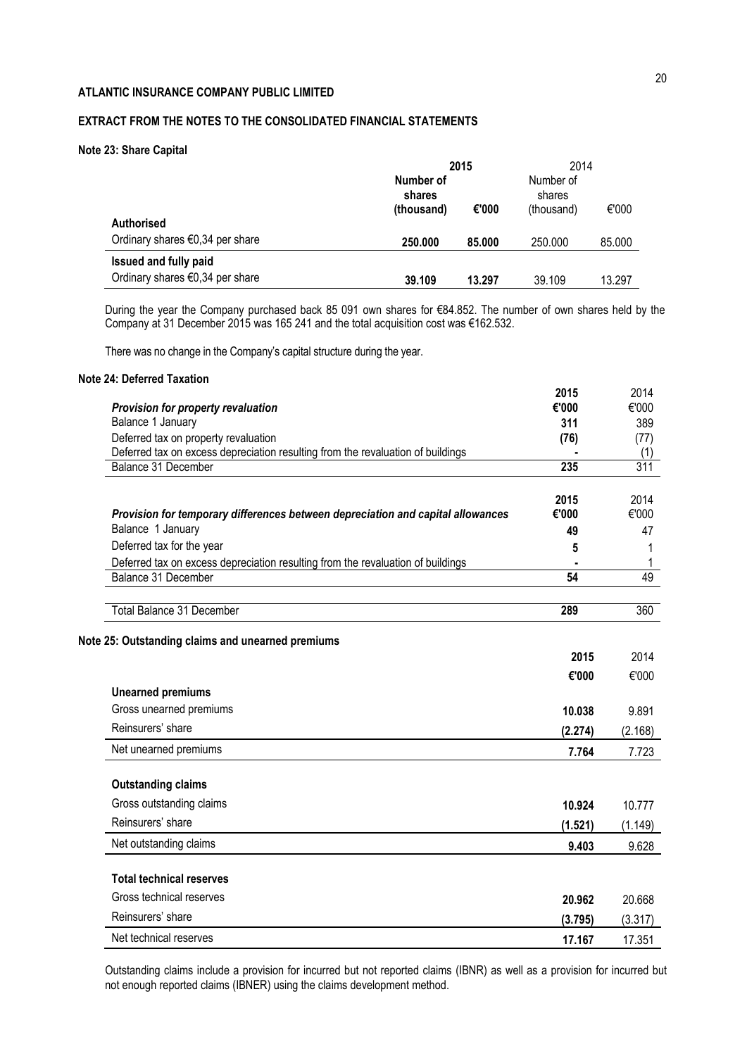**ATLANTIC INSURANCE COMPANY PUBLIC LIMITED**

**EXTRACT FROM THE NOTES TO THE CONSOLIDATED FINANCIAL STATEMENTS**

**Note 23: Share Capital**

| | 2015 | | 2014 | |
|---|---|---|---|---|
| | **Number of shares (thousand)** | **€'000** | Number of shares (thousand) | €'000 |
| **Authorised** | | | | |
| Ordinary shares €0,34 per share | **250.000** | **85.000** | 250.000 | 85.000 |
| **Issued and fully paid** | | | | |
| Ordinary shares €0,34 per share | **39.109** | **13.297** | 39.109 | 13.297 |

During the year the Company purchased back 85 091 own shares for €84.852. The number of own shares held by the Company at 31 December 2015 was 165 241 and the total acquisition cost was €162.532.

There was no change in the Company's capital structure during the year.

**Note 24: Deferred Taxation**

| ***Provision for property revaluation*** | **2015 €'000** | 2014 €'000 |
|---|---|---|
| Balance 1 January | **311** | 389 |
| Deferred tax on property revaluation | **(76)** | (77) |
| Deferred tax on excess depreciation resulting from the revaluation of buildings | **-** | (1) |
| Balance 31 December | **235** | 311 |

| ***Provision for temporary differences between depreciation and capital allowances*** | **2015 €'000** | 2014 €'000 |
|---|---|---|
| Balance 1 January | **49** | 47 |
| Deferred tax for the year | **5** | 1 |
| Deferred tax on excess depreciation resulting from the revaluation of buildings | **-** | 1 |
| Balance 31 December | **54** | 49 |
| | | |
| Total Balance 31 December | **289** | 360 |

**Note 25: Outstanding claims and unearned premiums**

| | **2015 €'000** | 2014 €'000 |
|---|---|---|
| **Unearned premiums** | | |
| Gross unearned premiums | **10.038** | 9.891 |
| Reinsurers' share | **(2.274)** | (2.168) |
| Net unearned premiums | **7.764** | 7.723 |
| **Outstanding claims** | | |
| Gross outstanding claims | **10.924** | 10.777 |
| Reinsurers' share | **(1.521)** | (1.149) |
| Net outstanding claims | **9.403** | 9.628 |
| **Total technical reserves** | | |
| Gross technical reserves | **20.962** | 20.668 |
| Reinsurers' share | **(3.795)** | (3.317) |
| Net technical reserves | **17.167** | 17.351 |

Outstanding claims include a provision for incurred but not reported claims (IBNR) as well as a provision for incurred but not enough reported claims (IBNER) using the claims development method.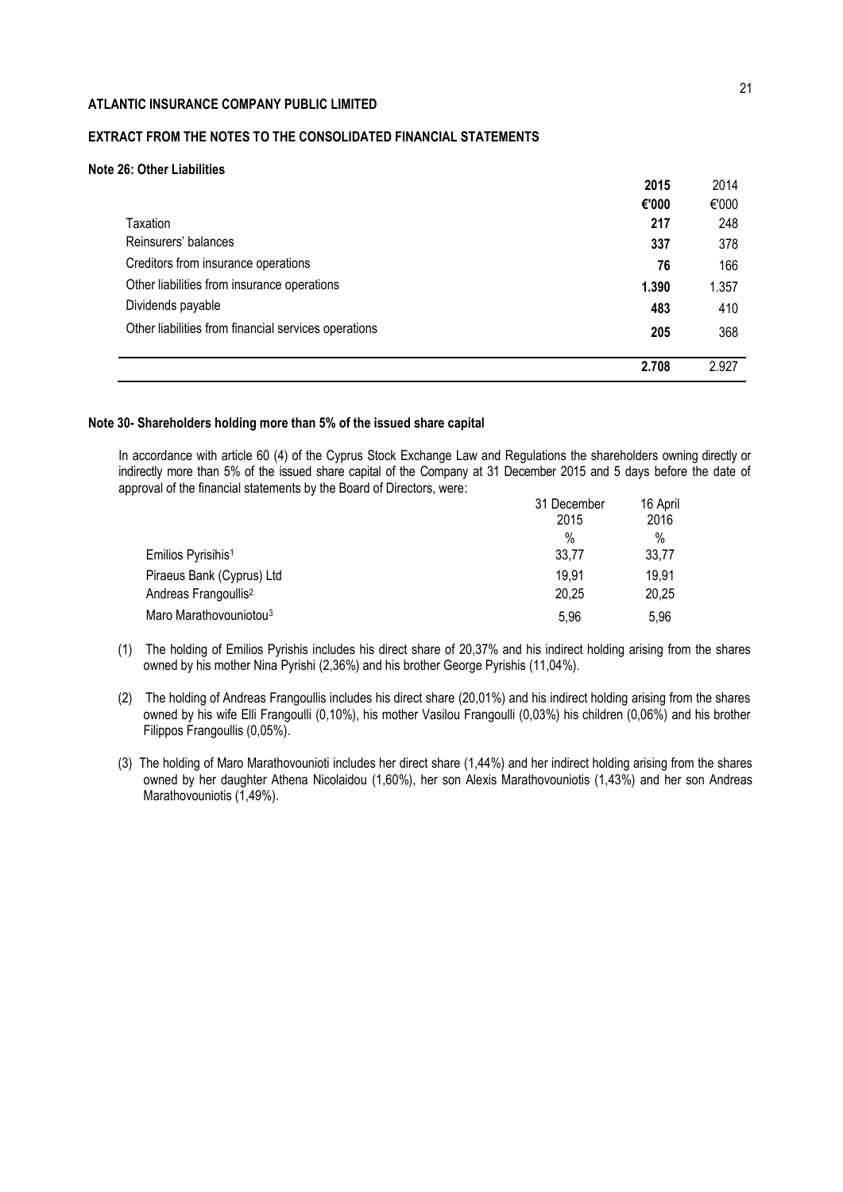**ATLANTIC INSURANCE COMPANY PUBLIC LIMITED**

**EXTRACT FROM THE NOTES TO THE CONSOLIDATED FINANCIAL STATEMENTS**

**Note 26: Other Liabilities**

| | **2015** | 2014 |
|---|---|---|
| | **€'000** | €'000 |
| Taxation | **217** | 248 |
| Reinsurers' balances | **337** | 378 |
| Creditors from insurance operations | **76** | 166 |
| Other liabilities from insurance operations | **1.390** | 1.357 |
| Dividends payable | **483** | 410 |
| Other liabilities from financial services operations | **205** | 368 |
| | **2.708** | 2.927 |

**Note 30- Shareholders holding more than 5% of the issued share capital**

In accordance with article 60 (4) of the Cyprus Stock Exchange Law and Regulations the shareholders owning directly or indirectly more than 5% of the issued share capital of the Company at 31 December 2015 and 5 days before the date of approval of the financial statements by the Board of Directors, were:

| | 31 December 2015 | 16 April 2016 |
|---|---|---|
| | % | % |
| Emilios Pyrisihis[1] | 33,77 | 33,77 |
| Piraeus Bank (Cyprus) Ltd | 19,91 | 19,91 |
| Andreas Frangoullis[2] | 20,25 | 20,25 |
| Maro Marathovouniotou[3] | 5,96 | 5,96 |

(1) The holding of Emilios Pyrishis includes his direct share of 20,37% and his indirect holding arising from the shares owned by his mother Nina Pyrishi (2,36%) and his brother George Pyrishis (11,04%).

(2) The holding of Andreas Frangoullis includes his direct share (20,01%) and his indirect holding arising from the shares owned by his wife Elli Frangoulli (0,10%), his mother Vasilou Frangoulli (0,03%) his children (0,06%) and his brother Filippos Frangoullis (0,05%).

(3) The holding of Maro Marathovounioti includes her direct share (1,44%) and her indirect holding arising from the shares owned by her daughter Athena Nicolaidou (1,60%), her son Alexis Marathovouniotis (1,43%) and her son Andreas Marathovouniotis (1,49%).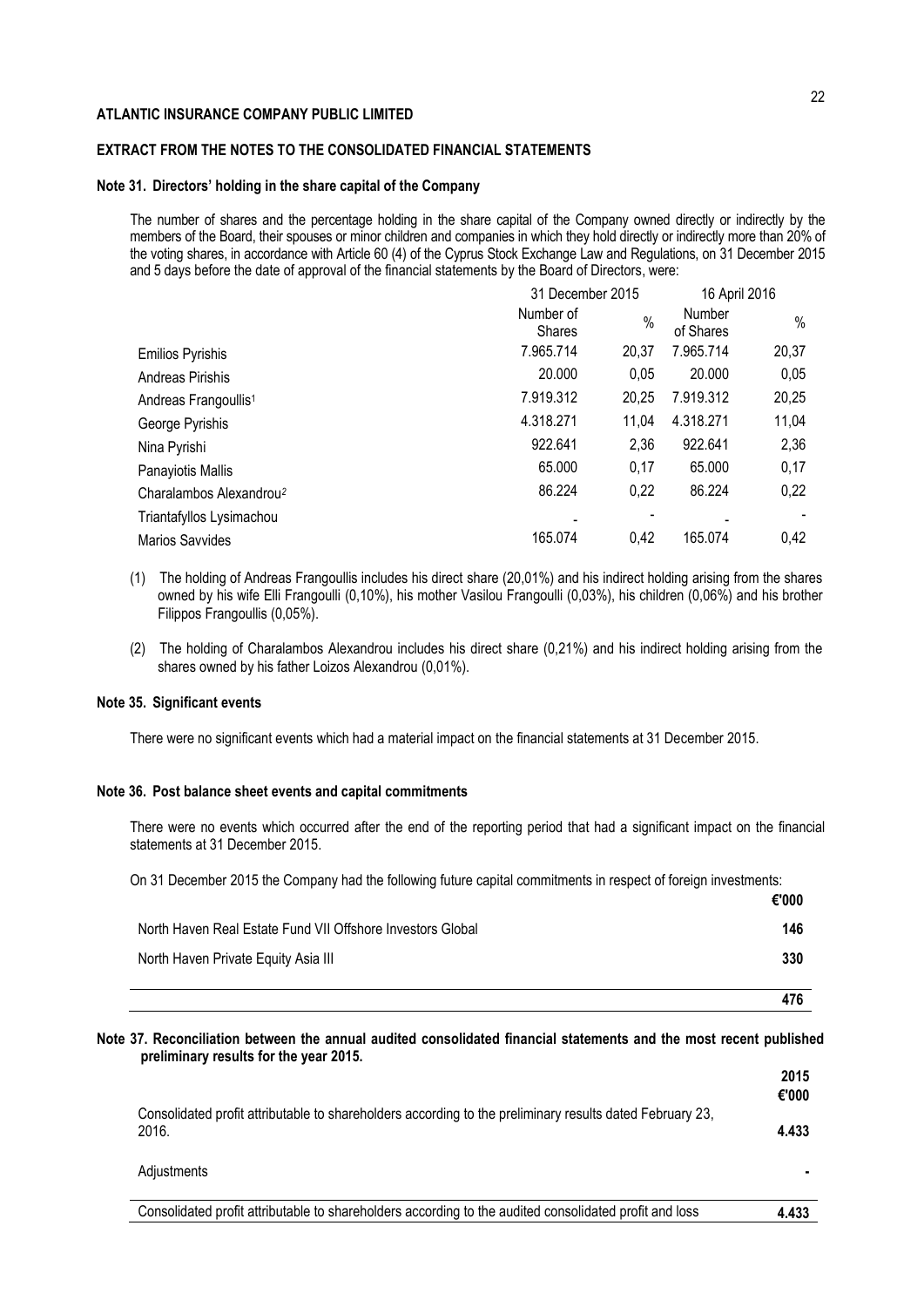## ATLANTIC INSURANCE COMPANY PUBLIC LIMITED

## EXTRACT FROM THE NOTES TO THE CONSOLIDATED FINANCIAL STATEMENTS

### Note 31. Directors' holding in the share capital of the Company

The number of shares and the percentage holding in the share capital of the Company owned directly or indirectly by the members of the Board, their spouses or minor children and companies in which they hold directly or indirectly more than 20% of the voting shares, in accordance with Article 60 (4) of the Cyprus Stock Exchange Law and Regulations, on 31 December 2015 and 5 days before the date of approval of the financial statements by the Board of Directors, were:

| | 31 December 2015 | | 16 April 2016 | |
|---|---|---|---|---|
| | Number of Shares | % | Number of Shares | % |
| Emilios Pyrishis | 7.965.714 | 20,37 | 7.965.714 | 20,37 |
| Andreas Pirishis | 20.000 | 0,05 | 20.000 | 0,05 |
| Andreas Frangoullis[1] | 7.919.312 | 20,25 | 7.919.312 | 20,25 |
| George Pyrishis | 4.318.271 | 11,04 | 4.318.271 | 11,04 |
| Nina Pyrishi | 922.641 | 2,36 | 922.641 | 2,36 |
| Panayiotis Mallis | 65.000 | 0,17 | 65.000 | 0,17 |
| Charalambos Alexandrou[2] | 86.224 | 0,22 | 86.224 | 0,22 |
| Triantafyllos Lysimachou | - | - | - | - |
| Marios Savvides | 165.074 | 0,42 | 165.074 | 0,42 |

(1) The holding of Andreas Frangoullis includes his direct share (20,01%) and his indirect holding arising from the shares owned by his wife Elli Frangoulli (0,10%), his mother Vasilou Frangoulli (0,03%), his children (0,06%) and his brother Filippos Frangoullis (0,05%).

(2) The holding of Charalambos Alexandrou includes his direct share (0,21%) and his indirect holding arising from the shares owned by his father Loizos Alexandrou (0,01%).

### Note 35. Significant events

There were no significant events which had a material impact on the financial statements at 31 December 2015.

### Note 36. Post balance sheet events and capital commitments

There were no events which occurred after the end of the reporting period that had a significant impact on the financial statements at 31 December 2015.

On 31 December 2015 the Company had the following future capital commitments in respect of foreign investments:

| | €'000 |
|---|---|
| North Haven Real Estate Fund VII Offshore Investors Global | **146** |
| North Haven Private Equity Asia III | **330** |
| | **476** |

### Note 37. Reconciliation between the annual audited consolidated financial statements and the most recent published preliminary results for the year 2015.

| | 2015 €'000 |
|---|---|
| Consolidated profit attributable to shareholders according to the preliminary results dated February 23, 2016. | **4.433** |
| Adjustments | **-** |
| Consolidated profit attributable to shareholders according to the audited consolidated profit and loss | **4.433** |